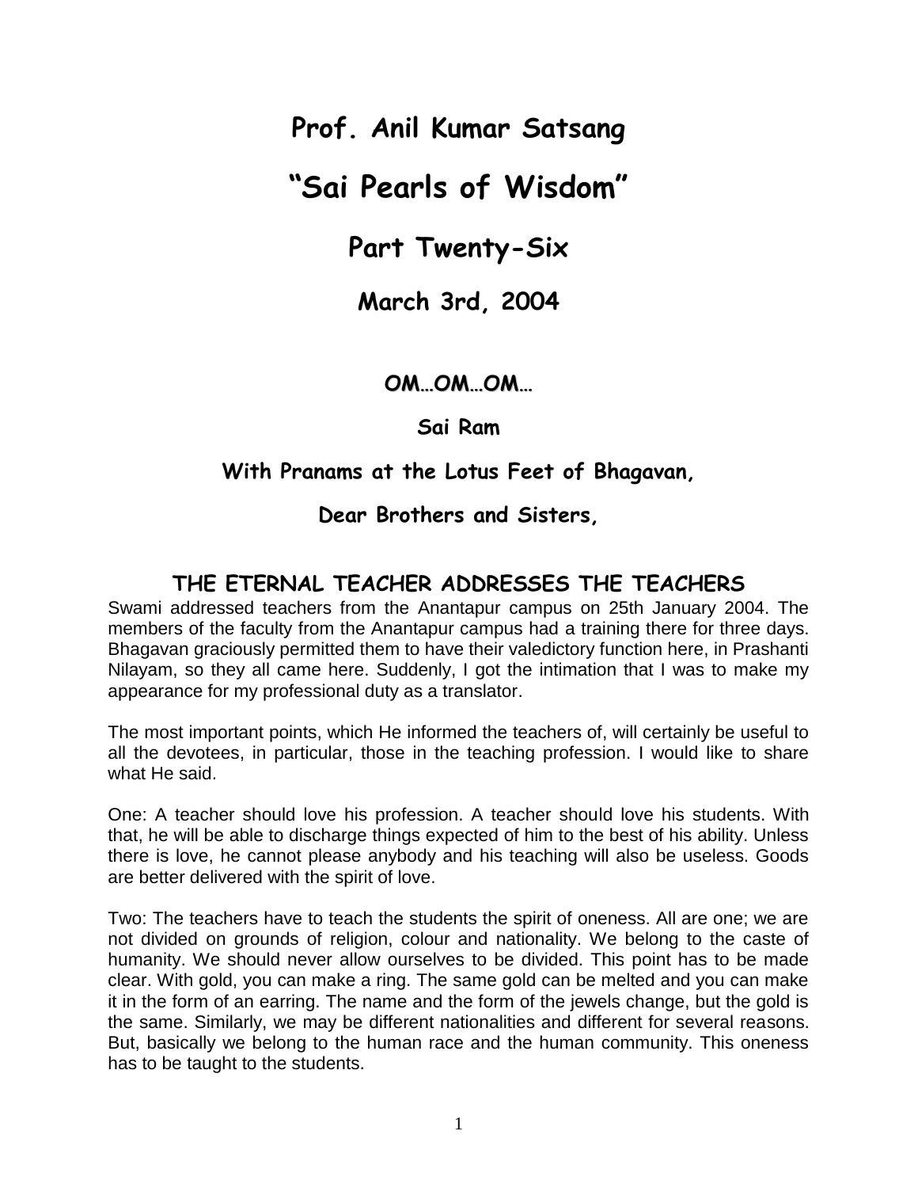# Prof. Anil Kumar Satsang

# "Sai Pearls of Wisdom"

## Part Twenty-Six

### March 3rd, 2004

**OM…OM…OM…**

**Sai Ram**

**With Pranams at the Lotus Feet of Bhagavan,**

**Dear Brothers and Sisters,**

## THE ETERNAL TEACHER ADDRESSES THE TEACHERS

Swami addressed teachers from the Anantapur campus on 25th January 2004. The members of the faculty from the Anantapur campus had a training there for three days. Bhagavan graciously permitted them to have their valedictory function here, in Prashanti Nilayam, so they all came here. Suddenly, I got the intimation that I was to make my appearance for my professional duty as a translator.

The most important points, which He informed the teachers of, will certainly be useful to all the devotees, in particular, those in the teaching profession. I would like to share what He said.

One: A teacher should love his profession. A teacher should love his students. With that, he will be able to discharge things expected of him to the best of his ability. Unless there is love, he cannot please anybody and his teaching will also be useless. Goods are better delivered with the spirit of love.

Two: The teachers have to teach the students the spirit of oneness. All are one; we are not divided on grounds of religion, colour and nationality. We belong to the caste of humanity. We should never allow ourselves to be divided. This point has to be made clear. With gold, you can make a ring. The same gold can be melted and you can make it in the form of an earring. The name and the form of the jewels change, but the gold is the same. Similarly, we may be different nationalities and different for several reasons. But, basically we belong to the human race and the human community. This oneness has to be taught to the students.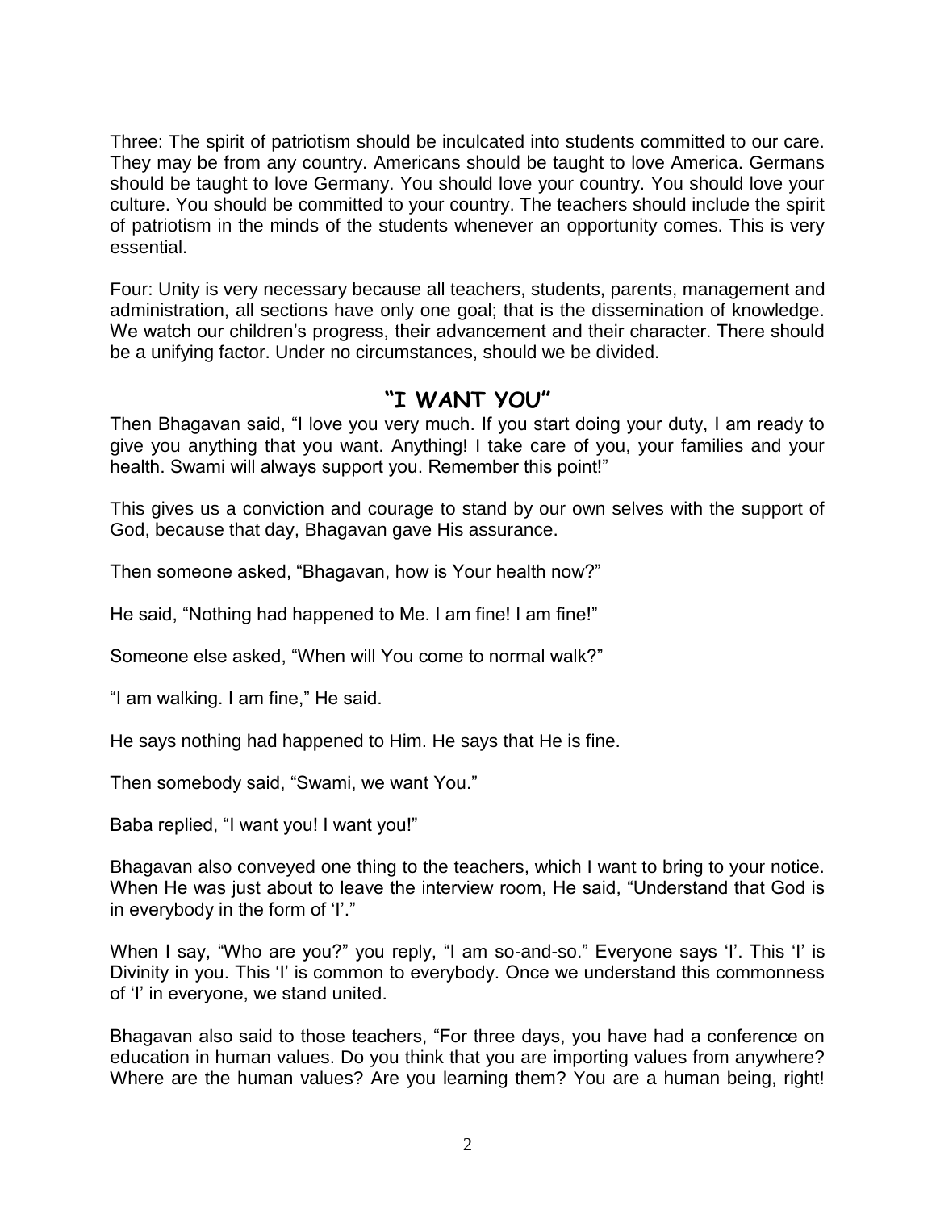Three: The spirit of patriotism should be inculcated into students committed to our care. They may be from any country. Americans should be taught to love America. Germans should be taught to love Germany. You should love your country. You should love your culture. You should be committed to your country. The teachers should include the spirit of patriotism in the minds of the students whenever an opportunity comes. This is very essential.

Four: Unity is very necessary because all teachers, students, parents, management and administration, all sections have only one goal; that is the dissemination of knowledge. We watch our children's progress, their advancement and their character. There should be a unifying factor. Under no circumstances, should we be divided.

## "I WANT YOU"

Then Bhagavan said, "I love you very much. If you start doing your duty, I am ready to give you anything that you want. Anything! I take care of you, your families and your health. Swami will always support you. Remember this point!"

This gives us a conviction and courage to stand by our own selves with the support of God, because that day, Bhagavan gave His assurance.

Then someone asked, "Bhagavan, how is Your health now?"

He said, "Nothing had happened to Me. I am fine! I am fine!"

Someone else asked, "When will You come to normal walk?"

"I am walking. I am fine," He said.

He says nothing had happened to Him. He says that He is fine.

Then somebody said, "Swami, we want You."

Baba replied, "I want you! I want you!"

Bhagavan also conveyed one thing to the teachers, which I want to bring to your notice. When He was just about to leave the interview room, He said, "Understand that God is in everybody in the form of 'I'."

When I say, "Who are you?" you reply, "I am so-and-so." Everyone says 'I'. This 'I' is Divinity in you. This 'I' is common to everybody. Once we understand this commonness of 'I' in everyone, we stand united.

Bhagavan also said to those teachers, "For three days, you have had a conference on education in human values. Do you think that you are importing values from anywhere? Where are the human values? Are you learning them? You are a human being, right!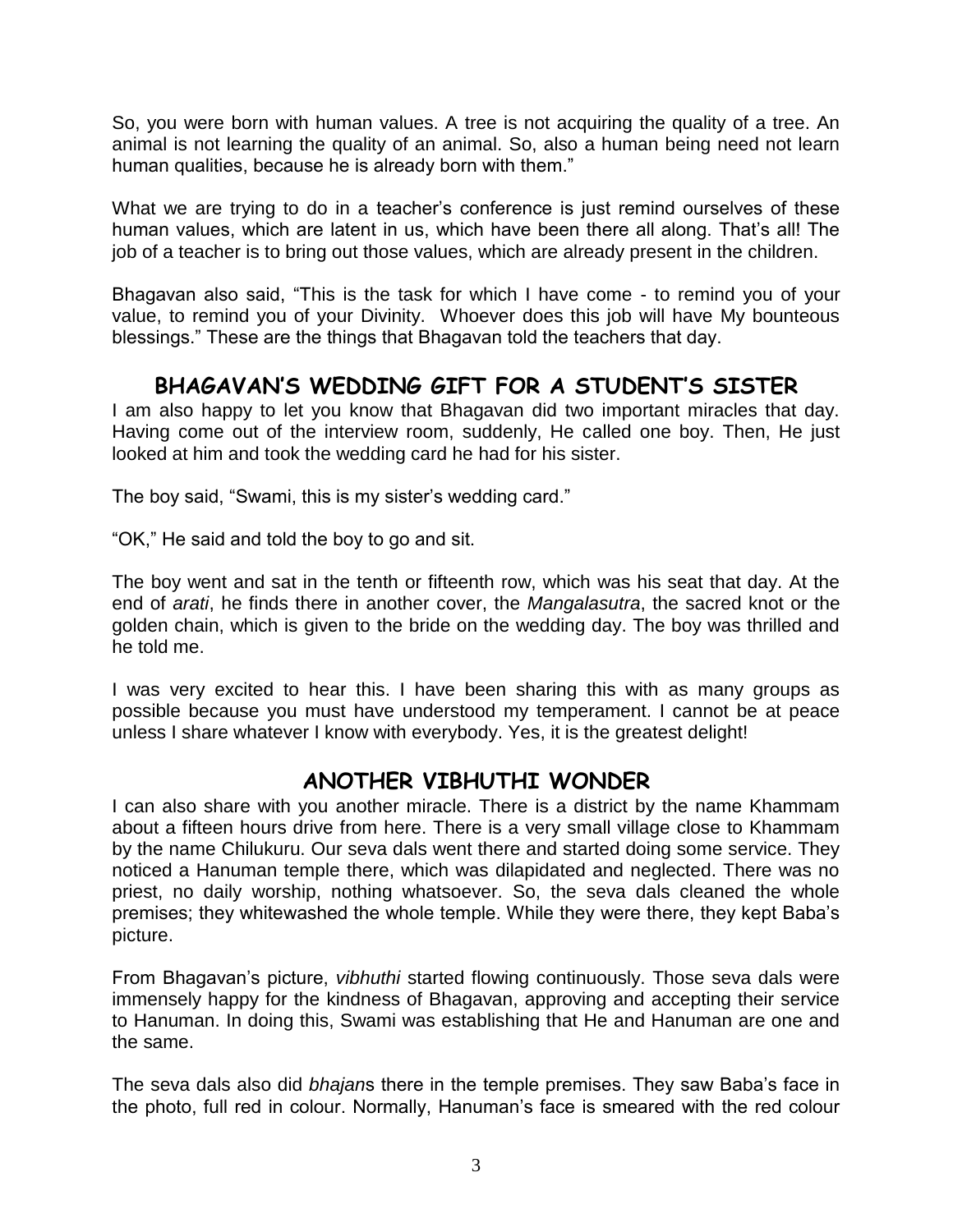So, you were born with human values. A tree is not acquiring the quality of a tree. An animal is not learning the quality of an animal. So, also a human being need not learn human qualities, because he is already born with them."

What we are trying to do in a teacher's conference is just remind ourselves of these human values, which are latent in us, which have been there all along. That's all! The job of a teacher is to bring out those values, which are already present in the children.

Bhagavan also said, "This is the task for which I have come - to remind you of your value, to remind you of your Divinity. Whoever does this job will have My bounteous blessings." These are the things that Bhagavan told the teachers that day.

## BHAGAVAN'S WEDDING GIFT FOR A STUDENT'S SISTER

I am also happy to let you know that Bhagavan did two important miracles that day. Having come out of the interview room, suddenly, He called one boy. Then, He just looked at him and took the wedding card he had for his sister.

The boy said, "Swami, this is my sister's wedding card."

"OK," He said and told the boy to go and sit.

The boy went and sat in the tenth or fifteenth row, which was his seat that day. At the end of *arati*, he finds there in another cover, the *Mangalasutra*, the sacred knot or the golden chain, which is given to the bride on the wedding day. The boy was thrilled and he told me.

I was very excited to hear this. I have been sharing this with as many groups as possible because you must have understood my temperament. I cannot be at peace unless I share whatever I know with everybody. Yes, it is the greatest delight!

## ANOTHER VIBHUTHI WONDER

I can also share with you another miracle. There is a district by the name Khammam about a fifteen hours drive from here. There is a very small village close to Khammam by the name Chilukuru. Our seva dals went there and started doing some service. They noticed a Hanuman temple there, which was dilapidated and neglected. There was no priest, no daily worship, nothing whatsoever. So, the seva dals cleaned the whole premises; they whitewashed the whole temple. While they were there, they kept Baba's picture.

From Bhagavan's picture, *vibhuthi* started flowing continuously. Those seva dals were immensely happy for the kindness of Bhagavan, approving and accepting their service to Hanuman. In doing this, Swami was establishing that He and Hanuman are one and the same.

The seva dals also did *bhajan*s there in the temple premises. They saw Baba's face in the photo, full red in colour. Normally, Hanuman's face is smeared with the red colour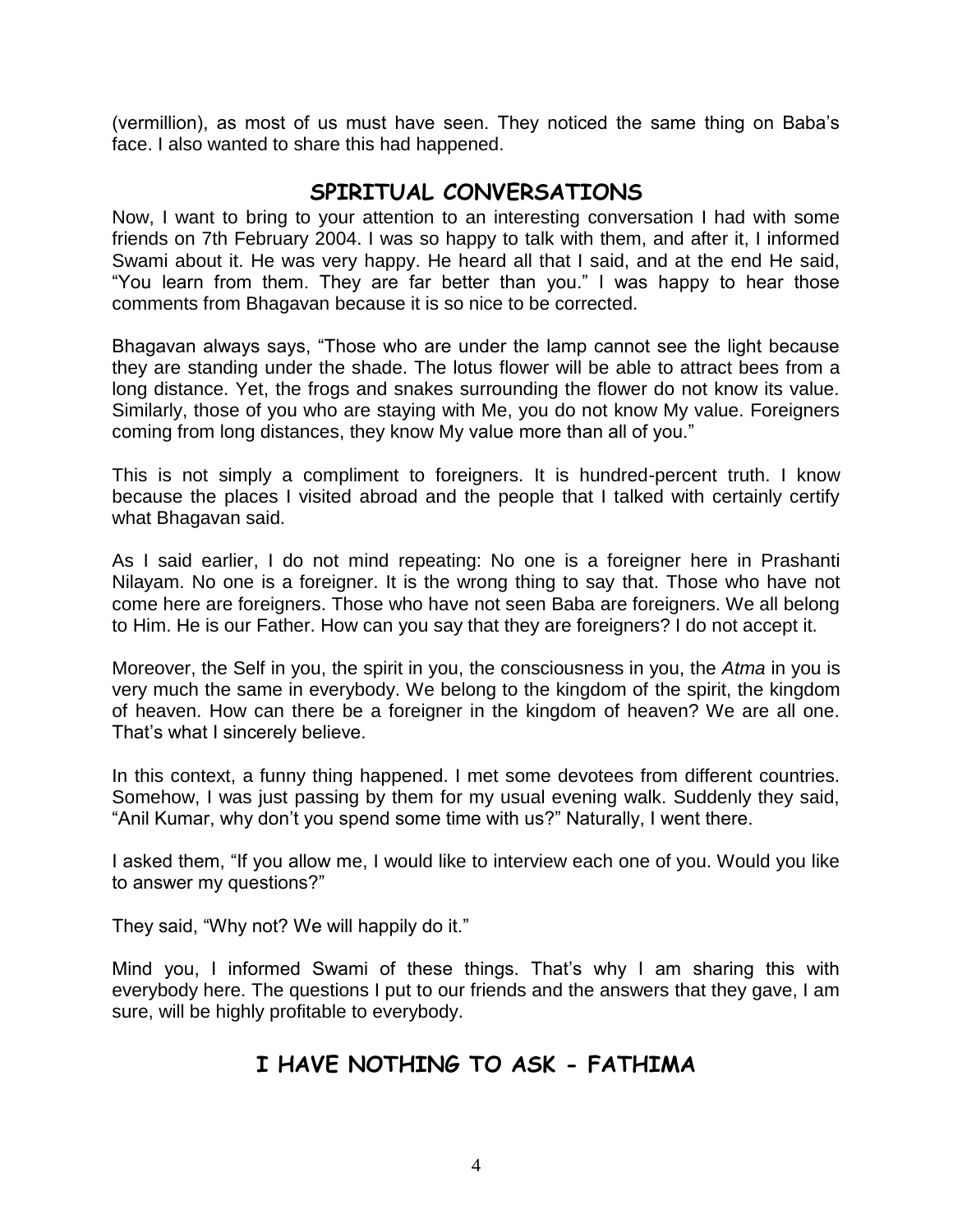(vermillion), as most of us must have seen. They noticed the same thing on Baba's face. I also wanted to share this had happened.

## SPIRITUAL CONVERSATIONS

Now, I want to bring to your attention to an interesting conversation I had with some friends on 7th February 2004. I was so happy to talk with them, and after it, I informed Swami about it. He was very happy. He heard all that I said, and at the end He said, "You learn from them. They are far better than you." I was happy to hear those comments from Bhagavan because it is so nice to be corrected.

Bhagavan always says, "Those who are under the lamp cannot see the light because they are standing under the shade. The lotus flower will be able to attract bees from a long distance. Yet, the frogs and snakes surrounding the flower do not know its value. Similarly, those of you who are staying with Me, you do not know My value. Foreigners coming from long distances, they know My value more than all of you."

This is not simply a compliment to foreigners. It is hundred-percent truth. I know because the places I visited abroad and the people that I talked with certainly certify what Bhagavan said.

As I said earlier, I do not mind repeating: No one is a foreigner here in Prashanti Nilayam. No one is a foreigner. It is the wrong thing to say that. Those who have not come here are foreigners. Those who have not seen Baba are foreigners. We all belong to Him. He is our Father. How can you say that they are foreigners? I do not accept it.

Moreover, the Self in you, the spirit in you, the consciousness in you, the *Atma* in you is very much the same in everybody. We belong to the kingdom of the spirit, the kingdom of heaven. How can there be a foreigner in the kingdom of heaven? We are all one. That's what I sincerely believe.

In this context, a funny thing happened. I met some devotees from different countries. Somehow, I was just passing by them for my usual evening walk. Suddenly they said, "Anil Kumar, why don't you spend some time with us?" Naturally, I went there.

I asked them, "If you allow me, I would like to interview each one of you. Would you like to answer my questions?"

They said, "Why not? We will happily do it."

Mind you, I informed Swami of these things. That's why I am sharing this with everybody here. The questions I put to our friends and the answers that they gave, I am sure, will be highly profitable to everybody.

## I HAVE NOTHING TO ASK - FATHIMA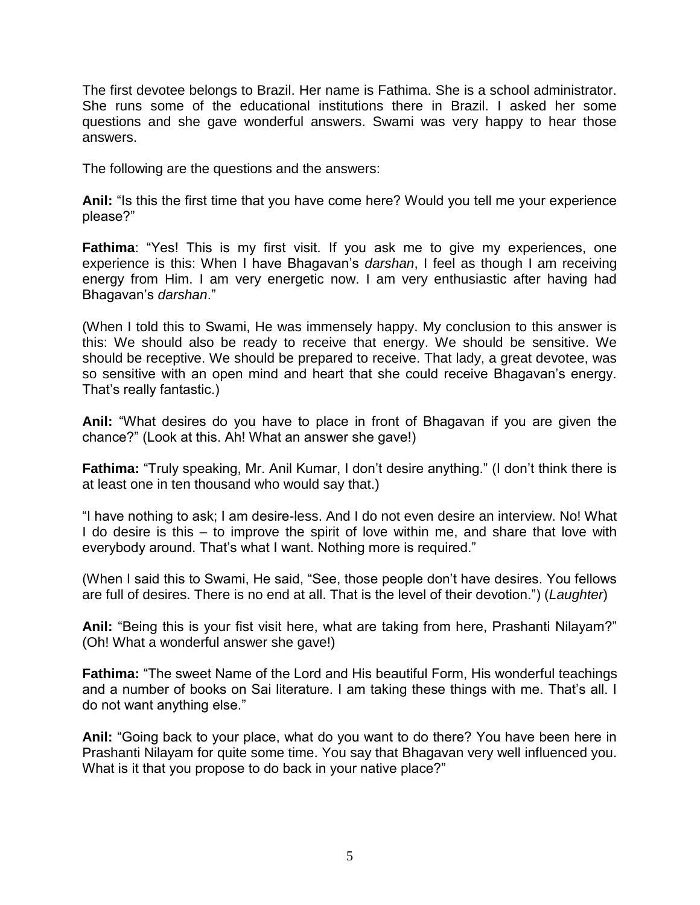The first devotee belongs to Brazil. Her name is Fathima. She is a school administrator. She runs some of the educational institutions there in Brazil. I asked her some questions and she gave wonderful answers. Swami was very happy to hear those answers.

The following are the questions and the answers:

**Anil:** "Is this the first time that you have come here? Would you tell me your experience please?"

**Fathima**: "Yes! This is my first visit. If you ask me to give my experiences, one experience is this: When I have Bhagavan's *darshan*, I feel as though I am receiving energy from Him. I am very energetic now. I am very enthusiastic after having had Bhagavan's *darshan*."

(When I told this to Swami, He was immensely happy. My conclusion to this answer is this: We should also be ready to receive that energy. We should be sensitive. We should be receptive. We should be prepared to receive. That lady, a great devotee, was so sensitive with an open mind and heart that she could receive Bhagavan's energy. That's really fantastic.)

**Anil:** "What desires do you have to place in front of Bhagavan if you are given the chance?" (Look at this. Ah! What an answer she gave!)

**Fathima:** "Truly speaking, Mr. Anil Kumar, I don't desire anything." (I don't think there is at least one in ten thousand who would say that.)

"I have nothing to ask; I am desire-less. And I do not even desire an interview. No! What I do desire is this – to improve the spirit of love within me, and share that love with everybody around. That's what I want. Nothing more is required."

(When I said this to Swami, He said, "See, those people don't have desires. You fellows are full of desires. There is no end at all. That is the level of their devotion.") (*Laughter*)

**Anil:** "Being this is your fist visit here, what are taking from here, Prashanti Nilayam?" (Oh! What a wonderful answer she gave!)

**Fathima:** "The sweet Name of the Lord and His beautiful Form, His wonderful teachings and a number of books on Sai literature. I am taking these things with me. That's all. I do not want anything else."

**Anil:** "Going back to your place, what do you want to do there? You have been here in Prashanti Nilayam for quite some time. You say that Bhagavan very well influenced you. What is it that you propose to do back in your native place?"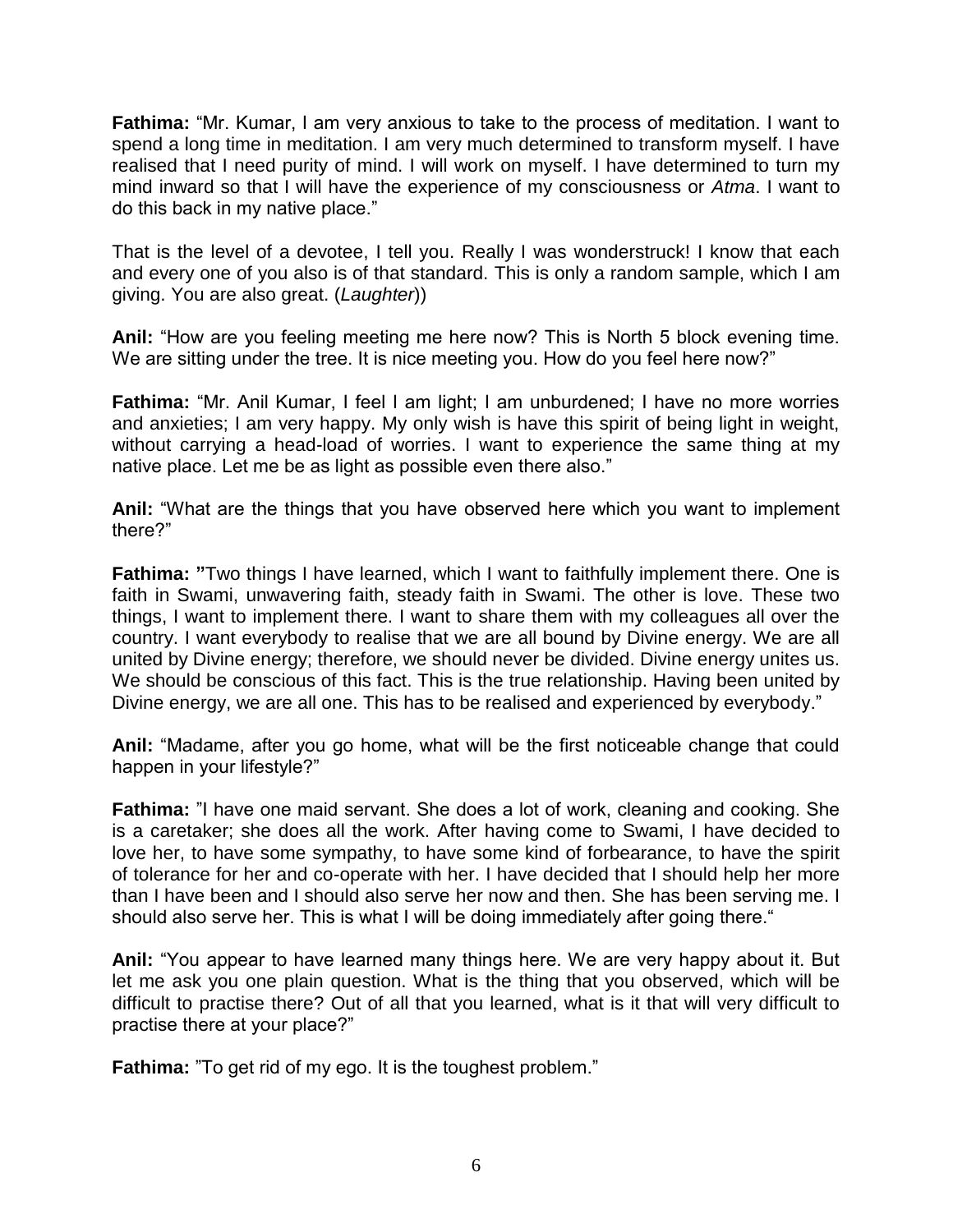**Fathima:** "Mr. Kumar, I am very anxious to take to the process of meditation. I want to spend a long time in meditation. I am very much determined to transform myself. I have realised that I need purity of mind. I will work on myself. I have determined to turn my mind inward so that I will have the experience of my consciousness or *Atma*. I want to do this back in my native place."

That is the level of a devotee, I tell you. Really I was wonderstruck! I know that each and every one of you also is of that standard. This is only a random sample, which I am giving. You are also great. (*Laughter*))

**Anil:** "How are you feeling meeting me here now? This is North 5 block evening time. We are sitting under the tree. It is nice meeting you. How do you feel here now?"

**Fathima:** "Mr. Anil Kumar, I feel I am light; I am unburdened; I have no more worries and anxieties; I am very happy. My only wish is have this spirit of being light in weight, without carrying a head-load of worries. I want to experience the same thing at my native place. Let me be as light as possible even there also."

**Anil:** "What are the things that you have observed here which you want to implement there?"

**Fathima: "**Two things I have learned, which I want to faithfully implement there. One is faith in Swami, unwavering faith, steady faith in Swami. The other is love. These two things, I want to implement there. I want to share them with my colleagues all over the country. I want everybody to realise that we are all bound by Divine energy. We are all united by Divine energy; therefore, we should never be divided. Divine energy unites us. We should be conscious of this fact. This is the true relationship. Having been united by Divine energy, we are all one. This has to be realised and experienced by everybody."

**Anil:** "Madame, after you go home, what will be the first noticeable change that could happen in your lifestyle?"

**Fathima:** "I have one maid servant. She does a lot of work, cleaning and cooking. She is a caretaker; she does all the work. After having come to Swami, I have decided to love her, to have some sympathy, to have some kind of forbearance, to have the spirit of tolerance for her and co-operate with her. I have decided that I should help her more than I have been and I should also serve her now and then. She has been serving me. I should also serve her. This is what I will be doing immediately after going there."

**Anil:** "You appear to have learned many things here. We are very happy about it. But let me ask you one plain question. What is the thing that you observed, which will be difficult to practise there? Out of all that you learned, what is it that will very difficult to practise there at your place?"

**Fathima:** "To get rid of my ego. It is the toughest problem."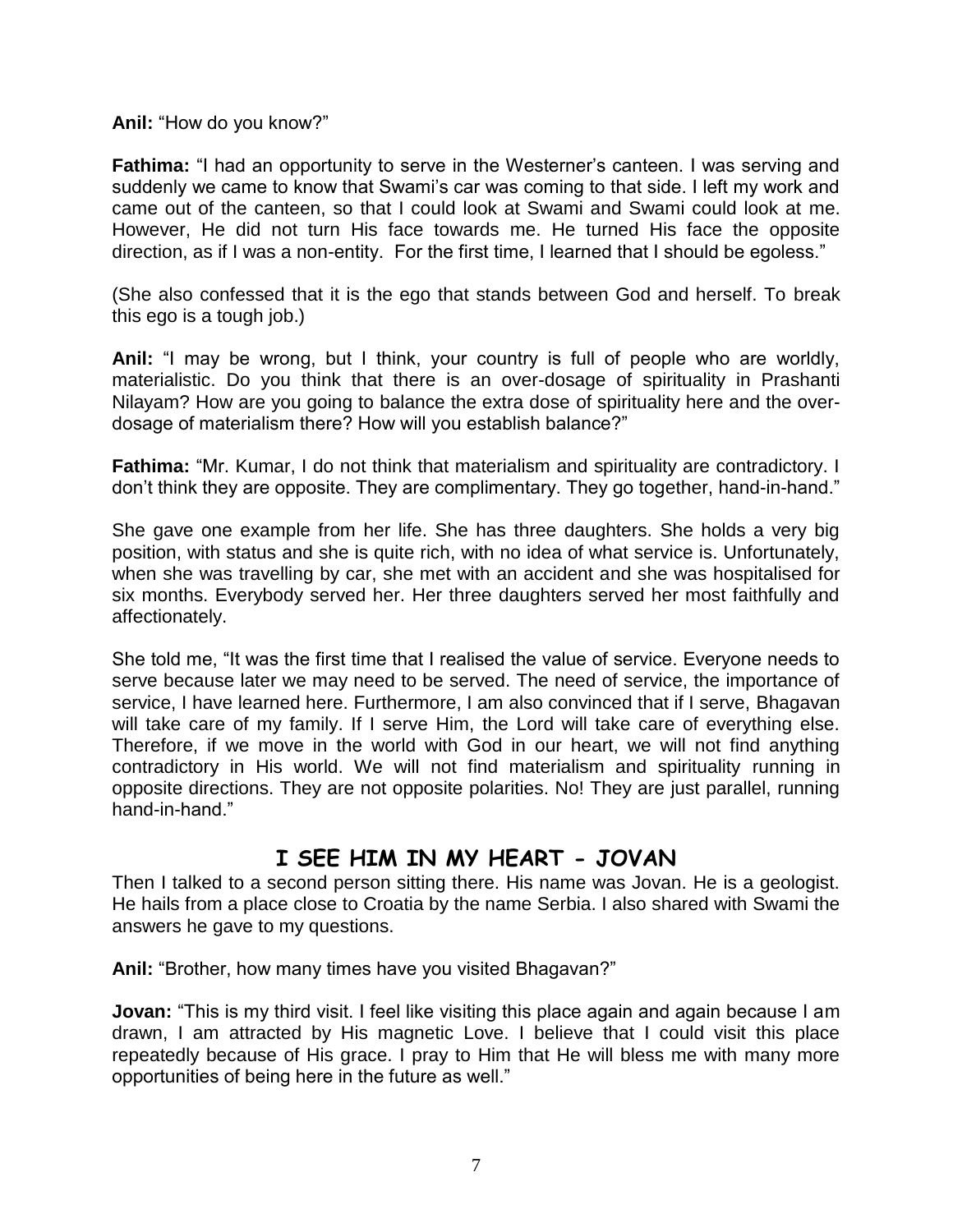**Anil:** "How do you know?"

**Fathima:** "I had an opportunity to serve in the Westerner's canteen. I was serving and suddenly we came to know that Swami's car was coming to that side. I left my work and came out of the canteen, so that I could look at Swami and Swami could look at me. However, He did not turn His face towards me. He turned His face the opposite direction, as if I was a non-entity. For the first time, I learned that I should be egoless."

(She also confessed that it is the ego that stands between God and herself. To break this ego is a tough job.)

**Anil:** "I may be wrong, but I think, your country is full of people who are worldly, materialistic. Do you think that there is an over-dosage of spirituality in Prashanti Nilayam? How are you going to balance the extra dose of spirituality here and the over-dosage of materialism there? How will you establish balance?"

**Fathima:** "Mr. Kumar, I do not think that materialism and spirituality are contradictory. I don't think they are opposite. They are complimentary. They go together, hand-in-hand."

She gave one example from her life. She has three daughters. She holds a very big position, with status and she is quite rich, with no idea of what service is. Unfortunately, when she was travelling by car, she met with an accident and she was hospitalised for six months. Everybody served her. Her three daughters served her most faithfully and affectionately.

She told me, "It was the first time that I realised the value of service. Everyone needs to serve because later we may need to be served. The need of service, the importance of service, I have learned here. Furthermore, I am also convinced that if I serve, Bhagavan will take care of my family. If I serve Him, the Lord will take care of everything else. Therefore, if we move in the world with God in our heart, we will not find anything contradictory in His world. We will not find materialism and spirituality running in opposite directions. They are not opposite polarities. No! They are just parallel, running hand-in-hand."

## I SEE HIM IN MY HEART - JOVAN

Then I talked to a second person sitting there. His name was Jovan. He is a geologist. He hails from a place close to Croatia by the name Serbia. I also shared with Swami the answers he gave to my questions.

**Anil:** "Brother, how many times have you visited Bhagavan?"

**Jovan:** "This is my third visit. I feel like visiting this place again and again because I am drawn, I am attracted by His magnetic Love. I believe that I could visit this place repeatedly because of His grace. I pray to Him that He will bless me with many more opportunities of being here in the future as well."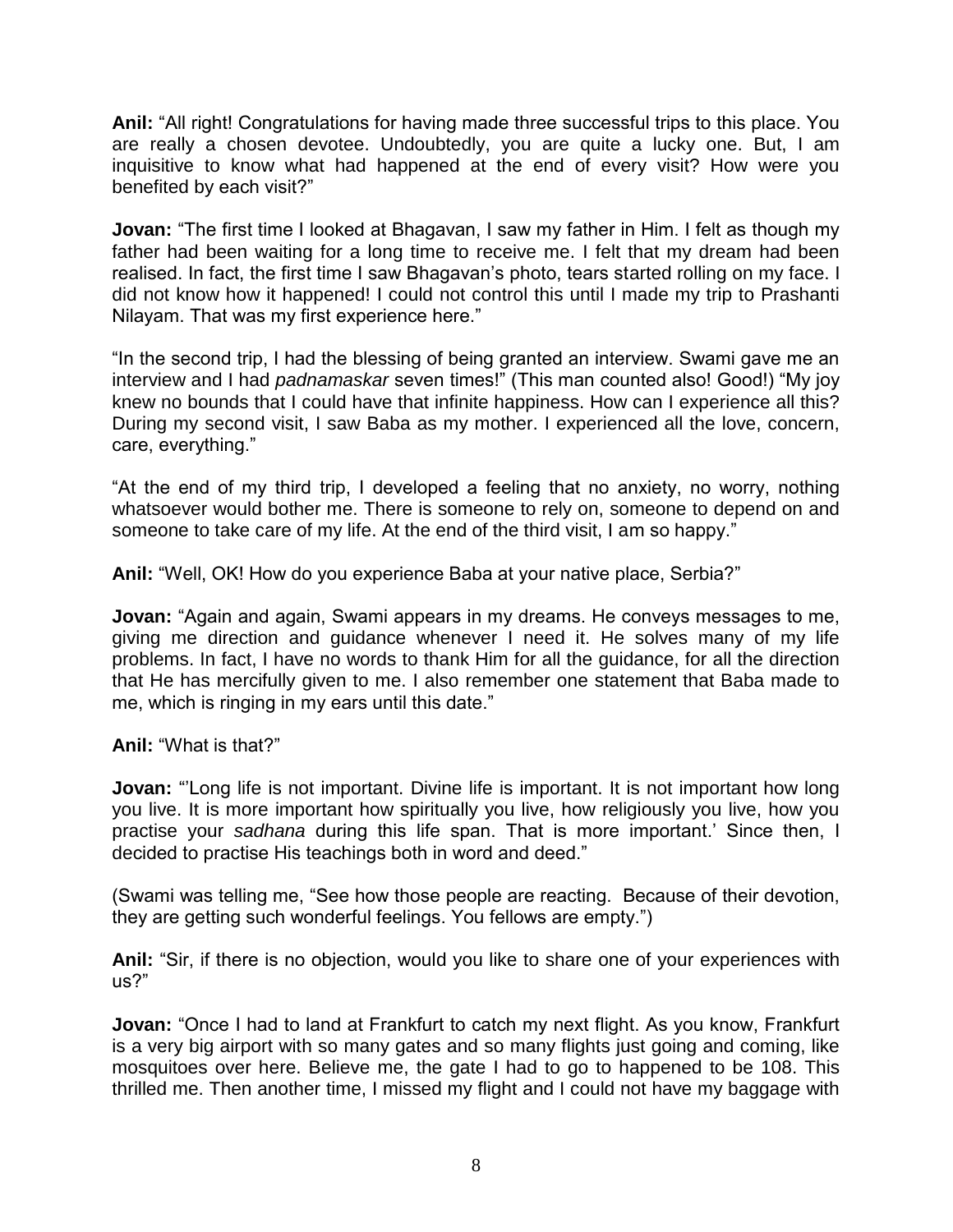**Anil:** "All right! Congratulations for having made three successful trips to this place. You are really a chosen devotee. Undoubtedly, you are quite a lucky one. But, I am inquisitive to know what had happened at the end of every visit? How were you benefited by each visit?"

**Jovan:** "The first time I looked at Bhagavan, I saw my father in Him. I felt as though my father had been waiting for a long time to receive me. I felt that my dream had been realised. In fact, the first time I saw Bhagavan's photo, tears started rolling on my face. I did not know how it happened! I could not control this until I made my trip to Prashanti Nilayam. That was my first experience here."

"In the second trip, I had the blessing of being granted an interview. Swami gave me an interview and I had *padnamaskar* seven times!" (This man counted also! Good!) "My joy knew no bounds that I could have that infinite happiness. How can I experience all this? During my second visit, I saw Baba as my mother. I experienced all the love, concern, care, everything."

"At the end of my third trip, I developed a feeling that no anxiety, no worry, nothing whatsoever would bother me. There is someone to rely on, someone to depend on and someone to take care of my life. At the end of the third visit, I am so happy."

**Anil:** "Well, OK! How do you experience Baba at your native place, Serbia?"

**Jovan:** "Again and again, Swami appears in my dreams. He conveys messages to me, giving me direction and guidance whenever I need it. He solves many of my life problems. In fact, I have no words to thank Him for all the guidance, for all the direction that He has mercifully given to me. I also remember one statement that Baba made to me, which is ringing in my ears until this date."

**Anil:** "What is that?"

**Jovan:** "'Long life is not important. Divine life is important. It is not important how long you live. It is more important how spiritually you live, how religiously you live, how you practise your *sadhana* during this life span. That is more important.' Since then, I decided to practise His teachings both in word and deed."

(Swami was telling me, "See how those people are reacting. Because of their devotion, they are getting such wonderful feelings. You fellows are empty.")

**Anil:** "Sir, if there is no objection, would you like to share one of your experiences with us?"

**Jovan:** "Once I had to land at Frankfurt to catch my next flight. As you know, Frankfurt is a very big airport with so many gates and so many flights just going and coming, like mosquitoes over here. Believe me, the gate I had to go to happened to be 108. This thrilled me. Then another time, I missed my flight and I could not have my baggage with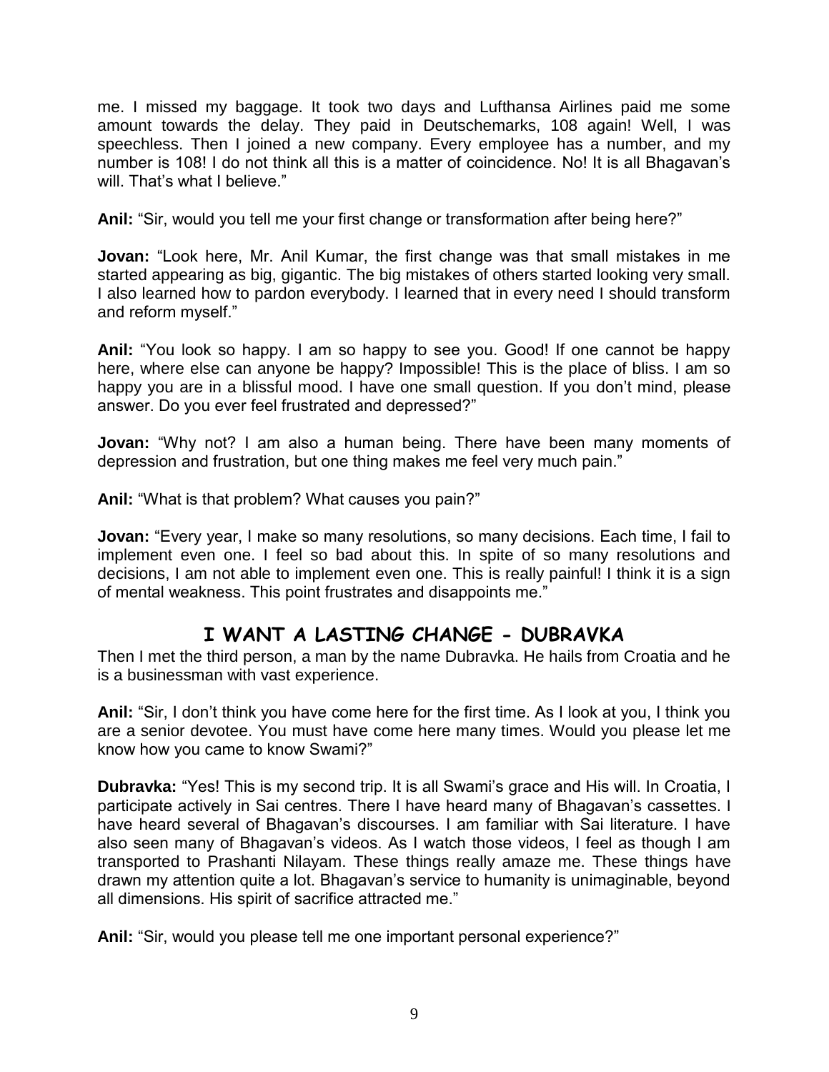me. I missed my baggage. It took two days and Lufthansa Airlines paid me some amount towards the delay. They paid in Deutschemarks, 108 again! Well, I was speechless. Then I joined a new company. Every employee has a number, and my number is 108! I do not think all this is a matter of coincidence. No! It is all Bhagavan's will. That's what I believe."

**Anil:** "Sir, would you tell me your first change or transformation after being here?"

**Jovan:** "Look here, Mr. Anil Kumar, the first change was that small mistakes in me started appearing as big, gigantic. The big mistakes of others started looking very small. I also learned how to pardon everybody. I learned that in every need I should transform and reform myself."

**Anil:** "You look so happy. I am so happy to see you. Good! If one cannot be happy here, where else can anyone be happy? Impossible! This is the place of bliss. I am so happy you are in a blissful mood. I have one small question. If you don't mind, please answer. Do you ever feel frustrated and depressed?"

**Jovan:** "Why not? I am also a human being. There have been many moments of depression and frustration, but one thing makes me feel very much pain."

**Anil:** "What is that problem? What causes you pain?"

**Jovan:** "Every year, I make so many resolutions, so many decisions. Each time, I fail to implement even one. I feel so bad about this. In spite of so many resolutions and decisions, I am not able to implement even one. This is really painful! I think it is a sign of mental weakness. This point frustrates and disappoints me."

## I WANT A LASTING CHANGE - DUBRAVKA

Then I met the third person, a man by the name Dubravka. He hails from Croatia and he is a businessman with vast experience.

**Anil:** "Sir, I don't think you have come here for the first time. As I look at you, I think you are a senior devotee. You must have come here many times. Would you please let me know how you came to know Swami?"

**Dubravka:** "Yes! This is my second trip. It is all Swami's grace and His will. In Croatia, I participate actively in Sai centres. There I have heard many of Bhagavan's cassettes. I have heard several of Bhagavan's discourses. I am familiar with Sai literature. I have also seen many of Bhagavan's videos. As I watch those videos, I feel as though I am transported to Prashanti Nilayam. These things really amaze me. These things have drawn my attention quite a lot. Bhagavan's service to humanity is unimaginable, beyond all dimensions. His spirit of sacrifice attracted me."

**Anil:** "Sir, would you please tell me one important personal experience?"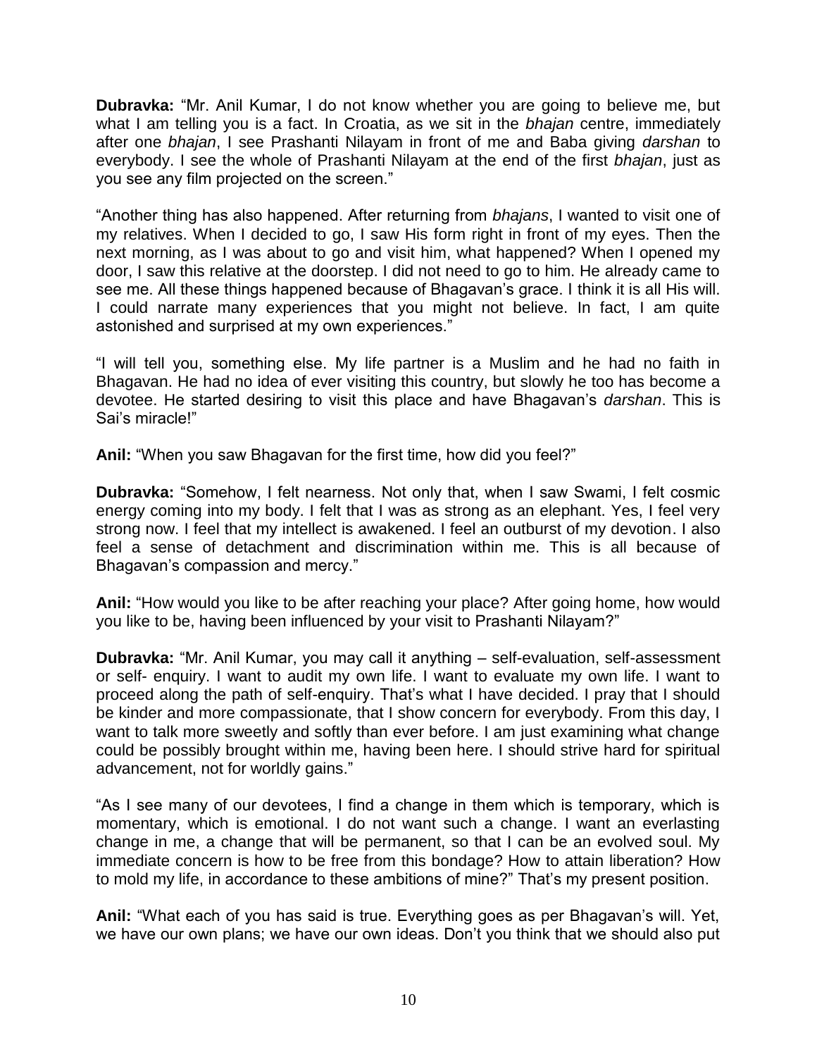**Dubravka:** "Mr. Anil Kumar, I do not know whether you are going to believe me, but what I am telling you is a fact. In Croatia, as we sit in the *bhajan* centre, immediately after one *bhajan*, I see Prashanti Nilayam in front of me and Baba giving *darshan* to everybody. I see the whole of Prashanti Nilayam at the end of the first *bhajan*, just as you see any film projected on the screen."

"Another thing has also happened. After returning from *bhajans*, I wanted to visit one of my relatives. When I decided to go, I saw His form right in front of my eyes. Then the next morning, as I was about to go and visit him, what happened? When I opened my door, I saw this relative at the doorstep. I did not need to go to him. He already came to see me. All these things happened because of Bhagavan's grace. I think it is all His will. I could narrate many experiences that you might not believe. In fact, I am quite astonished and surprised at my own experiences."

"I will tell you, something else. My life partner is a Muslim and he had no faith in Bhagavan. He had no idea of ever visiting this country, but slowly he too has become a devotee. He started desiring to visit this place and have Bhagavan's *darshan*. This is Sai's miracle!"

**Anil:** "When you saw Bhagavan for the first time, how did you feel?"

**Dubravka:** "Somehow, I felt nearness. Not only that, when I saw Swami, I felt cosmic energy coming into my body. I felt that I was as strong as an elephant. Yes, I feel very strong now. I feel that my intellect is awakened. I feel an outburst of my devotion. I also feel a sense of detachment and discrimination within me. This is all because of Bhagavan's compassion and mercy."

**Anil:** "How would you like to be after reaching your place? After going home, how would you like to be, having been influenced by your visit to Prashanti Nilayam?"

**Dubravka:** "Mr. Anil Kumar, you may call it anything – self-evaluation, self-assessment or self- enquiry. I want to audit my own life. I want to evaluate my own life. I want to proceed along the path of self-enquiry. That's what I have decided. I pray that I should be kinder and more compassionate, that I show concern for everybody. From this day, I want to talk more sweetly and softly than ever before. I am just examining what change could be possibly brought within me, having been here. I should strive hard for spiritual advancement, not for worldly gains."

"As I see many of our devotees, I find a change in them which is temporary, which is momentary, which is emotional. I do not want such a change. I want an everlasting change in me, a change that will be permanent, so that I can be an evolved soul. My immediate concern is how to be free from this bondage? How to attain liberation? How to mold my life, in accordance to these ambitions of mine?" That's my present position.

**Anil:** "What each of you has said is true. Everything goes as per Bhagavan's will. Yet, we have our own plans; we have our own ideas. Don't you think that we should also put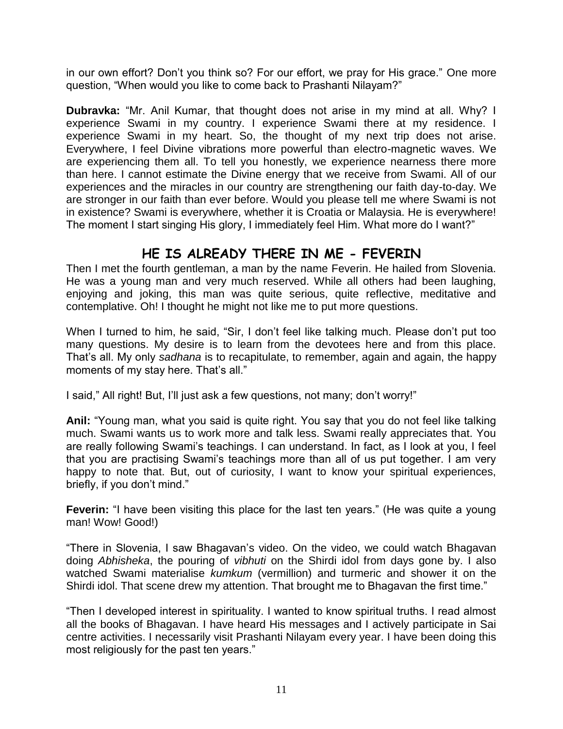in our own effort? Don't you think so? For our effort, we pray for His grace." One more question, "When would you like to come back to Prashanti Nilayam?"

**Dubravka:** "Mr. Anil Kumar, that thought does not arise in my mind at all. Why? I experience Swami in my country. I experience Swami there at my residence. I experience Swami in my heart. So, the thought of my next trip does not arise. Everywhere, I feel Divine vibrations more powerful than electro-magnetic waves. We are experiencing them all. To tell you honestly, we experience nearness there more than here. I cannot estimate the Divine energy that we receive from Swami. All of our experiences and the miracles in our country are strengthening our faith day-to-day. We are stronger in our faith than ever before. Would you please tell me where Swami is not in existence? Swami is everywhere, whether it is Croatia or Malaysia. He is everywhere! The moment I start singing His glory, I immediately feel Him. What more do I want?"

## HE IS ALREADY THERE IN ME - FEVERIN

Then I met the fourth gentleman, a man by the name Feverin. He hailed from Slovenia. He was a young man and very much reserved. While all others had been laughing, enjoying and joking, this man was quite serious, quite reflective, meditative and contemplative. Oh! I thought he might not like me to put more questions.

When I turned to him, he said, "Sir, I don't feel like talking much. Please don't put too many questions. My desire is to learn from the devotees here and from this place. That's all. My only *sadhana* is to recapitulate, to remember, again and again, the happy moments of my stay here. That's all."

I said," All right! But, I'll just ask a few questions, not many; don't worry!"

**Anil:** "Young man, what you said is quite right. You say that you do not feel like talking much. Swami wants us to work more and talk less. Swami really appreciates that. You are really following Swami's teachings. I can understand. In fact, as I look at you, I feel that you are practising Swami's teachings more than all of us put together. I am very happy to note that. But, out of curiosity, I want to know your spiritual experiences, briefly, if you don't mind."

**Feverin:** "I have been visiting this place for the last ten years." (He was quite a young man! Wow! Good!)

"There in Slovenia, I saw Bhagavan's video. On the video, we could watch Bhagavan doing *Abhisheka*, the pouring of *vibhuti* on the Shirdi idol from days gone by. I also watched Swami materialise *kumkum* (vermillion) and turmeric and shower it on the Shirdi idol. That scene drew my attention. That brought me to Bhagavan the first time."

"Then I developed interest in spirituality. I wanted to know spiritual truths. I read almost all the books of Bhagavan. I have heard His messages and I actively participate in Sai centre activities. I necessarily visit Prashanti Nilayam every year. I have been doing this most religiously for the past ten years."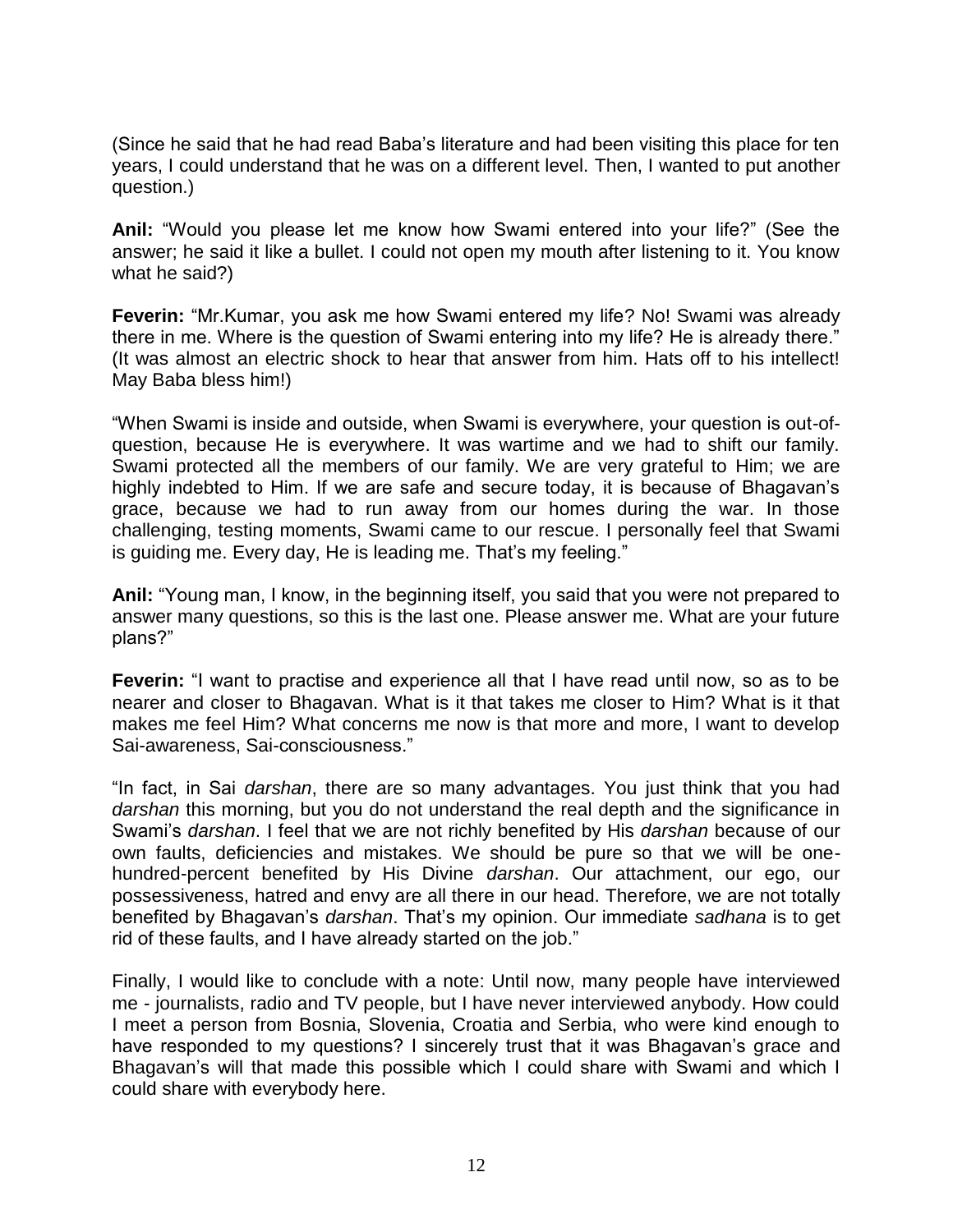(Since he said that he had read Baba's literature and had been visiting this place for ten years, I could understand that he was on a different level. Then, I wanted to put another question.)

**Anil:** "Would you please let me know how Swami entered into your life?" (See the answer; he said it like a bullet. I could not open my mouth after listening to it. You know what he said?)

**Feverin:** "Mr.Kumar, you ask me how Swami entered my life? No! Swami was already there in me. Where is the question of Swami entering into my life? He is already there." (It was almost an electric shock to hear that answer from him. Hats off to his intellect! May Baba bless him!)

"When Swami is inside and outside, when Swami is everywhere, your question is out-of-question, because He is everywhere. It was wartime and we had to shift our family. Swami protected all the members of our family. We are very grateful to Him; we are highly indebted to Him. If we are safe and secure today, it is because of Bhagavan's grace, because we had to run away from our homes during the war. In those challenging, testing moments, Swami came to our rescue. I personally feel that Swami is guiding me. Every day, He is leading me. That's my feeling."

**Anil:** "Young man, I know, in the beginning itself, you said that you were not prepared to answer many questions, so this is the last one. Please answer me. What are your future plans?"

**Feverin:** "I want to practise and experience all that I have read until now, so as to be nearer and closer to Bhagavan. What is it that takes me closer to Him? What is it that makes me feel Him? What concerns me now is that more and more, I want to develop Sai-awareness, Sai-consciousness."

"In fact, in Sai *darshan*, there are so many advantages. You just think that you had *darshan* this morning, but you do not understand the real depth and the significance in Swami's *darshan*. I feel that we are not richly benefited by His *darshan* because of our own faults, deficiencies and mistakes. We should be pure so that we will be one-hundred-percent benefited by His Divine *darshan*. Our attachment, our ego, our possessiveness, hatred and envy are all there in our head. Therefore, we are not totally benefited by Bhagavan's *darshan*. That's my opinion. Our immediate *sadhana* is to get rid of these faults, and I have already started on the job."

Finally, I would like to conclude with a note: Until now, many people have interviewed me - journalists, radio and TV people, but I have never interviewed anybody. How could I meet a person from Bosnia, Slovenia, Croatia and Serbia, who were kind enough to have responded to my questions? I sincerely trust that it was Bhagavan's grace and Bhagavan's will that made this possible which I could share with Swami and which I could share with everybody here.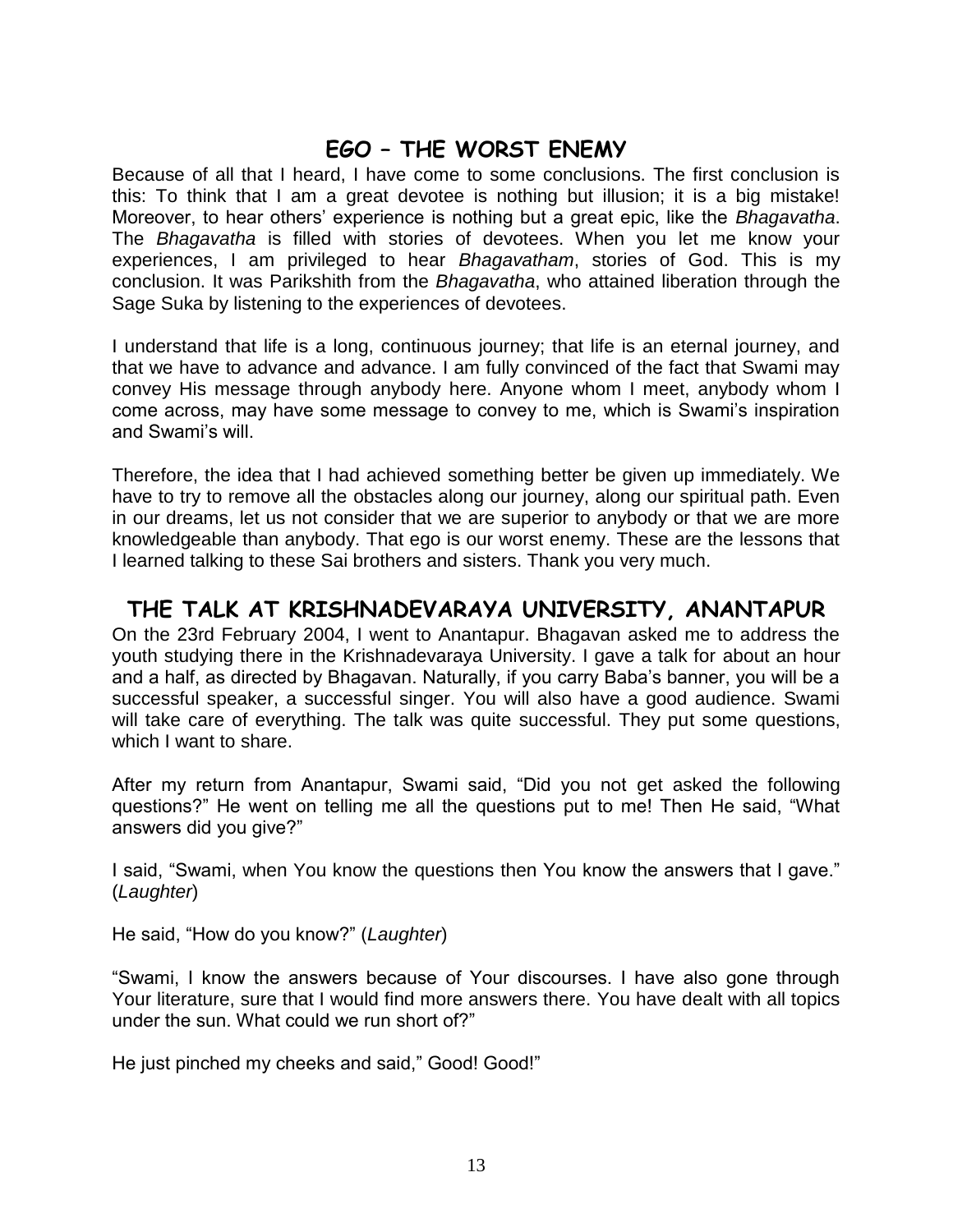## EGO – THE WORST ENEMY

Because of all that I heard, I have come to some conclusions. The first conclusion is this: To think that I am a great devotee is nothing but illusion; it is a big mistake! Moreover, to hear others' experience is nothing but a great epic, like the *Bhagavatha*. The *Bhagavatha* is filled with stories of devotees. When you let me know your experiences, I am privileged to hear *Bhagavatham*, stories of God. This is my conclusion. It was Parikshith from the *Bhagavatha*, who attained liberation through the Sage Suka by listening to the experiences of devotees.

I understand that life is a long, continuous journey; that life is an eternal journey, and that we have to advance and advance. I am fully convinced of the fact that Swami may convey His message through anybody here. Anyone whom I meet, anybody whom I come across, may have some message to convey to me, which is Swami's inspiration and Swami's will.

Therefore, the idea that I had achieved something better be given up immediately. We have to try to remove all the obstacles along our journey, along our spiritual path. Even in our dreams, let us not consider that we are superior to anybody or that we are more knowledgeable than anybody. That ego is our worst enemy. These are the lessons that I learned talking to these Sai brothers and sisters. Thank you very much.

## THE TALK AT KRISHNADEVARAYA UNIVERSITY, ANANTAPUR

On the 23rd February 2004, I went to Anantapur. Bhagavan asked me to address the youth studying there in the Krishnadevaraya University. I gave a talk for about an hour and a half, as directed by Bhagavan. Naturally, if you carry Baba's banner, you will be a successful speaker, a successful singer. You will also have a good audience. Swami will take care of everything. The talk was quite successful. They put some questions, which I want to share.

After my return from Anantapur, Swami said, "Did you not get asked the following questions?" He went on telling me all the questions put to me! Then He said, "What answers did you give?"

I said, "Swami, when You know the questions then You know the answers that I gave." (*Laughter*)

He said, "How do you know?" (*Laughter*)

"Swami, I know the answers because of Your discourses. I have also gone through Your literature, sure that I would find more answers there. You have dealt with all topics under the sun. What could we run short of?"

He just pinched my cheeks and said," Good! Good!"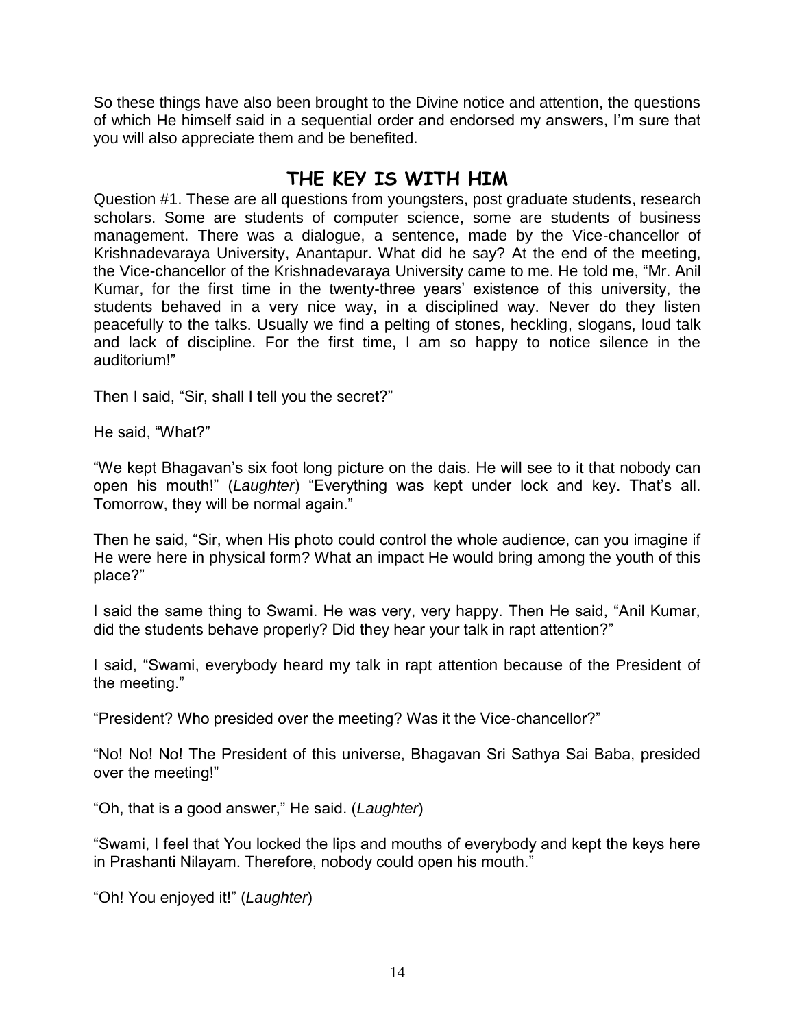So these things have also been brought to the Divine notice and attention, the questions of which He himself said in a sequential order and endorsed my answers, I'm sure that you will also appreciate them and be benefited.

## THE KEY IS WITH HIM

Question #1. These are all questions from youngsters, post graduate students, research scholars. Some are students of computer science, some are students of business management. There was a dialogue, a sentence, made by the Vice-chancellor of Krishnadevaraya University, Anantapur. What did he say? At the end of the meeting, the Vice-chancellor of the Krishnadevaraya University came to me. He told me, "Mr. Anil Kumar, for the first time in the twenty-three years' existence of this university, the students behaved in a very nice way, in a disciplined way. Never do they listen peacefully to the talks. Usually we find a pelting of stones, heckling, slogans, loud talk and lack of discipline. For the first time, I am so happy to notice silence in the auditorium!"

Then I said, "Sir, shall I tell you the secret?"

He said, "What?"

"We kept Bhagavan's six foot long picture on the dais. He will see to it that nobody can open his mouth!" (*Laughter*) "Everything was kept under lock and key. That's all. Tomorrow, they will be normal again."

Then he said, "Sir, when His photo could control the whole audience, can you imagine if He were here in physical form? What an impact He would bring among the youth of this place?"

I said the same thing to Swami. He was very, very happy. Then He said, "Anil Kumar, did the students behave properly? Did they hear your talk in rapt attention?"

I said, "Swami, everybody heard my talk in rapt attention because of the President of the meeting."

"President? Who presided over the meeting? Was it the Vice-chancellor?"

"No! No! No! The President of this universe, Bhagavan Sri Sathya Sai Baba, presided over the meeting!"

"Oh, that is a good answer," He said. (*Laughter*)

"Swami, I feel that You locked the lips and mouths of everybody and kept the keys here in Prashanti Nilayam. Therefore, nobody could open his mouth."

"Oh! You enjoyed it!" (*Laughter*)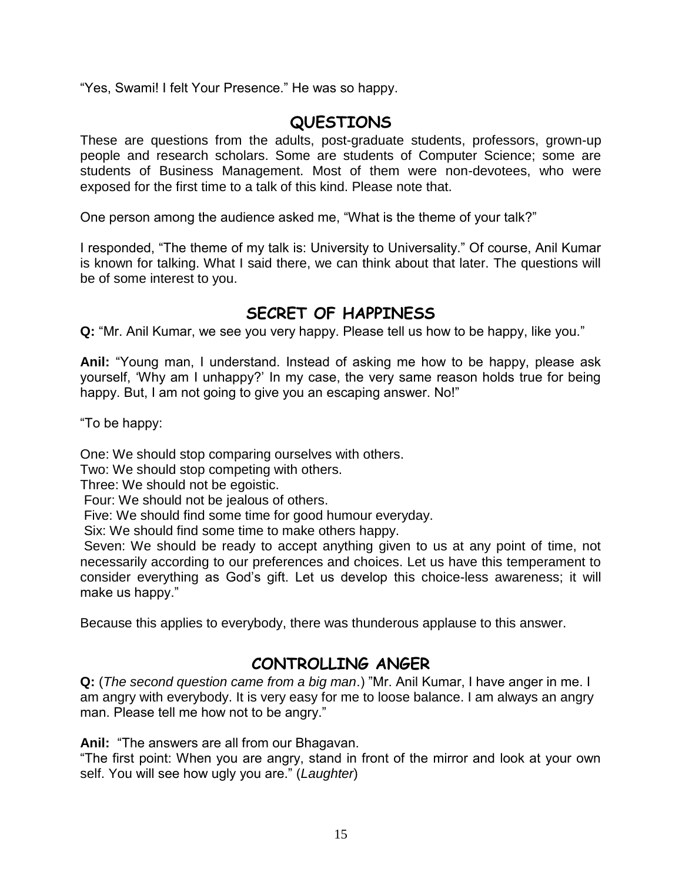"Yes, Swami! I felt Your Presence." He was so happy.

## QUESTIONS

These are questions from the adults, post-graduate students, professors, grown-up people and research scholars. Some are students of Computer Science; some are students of Business Management. Most of them were non-devotees, who were exposed for the first time to a talk of this kind. Please note that.

One person among the audience asked me, "What is the theme of your talk?"

I responded, "The theme of my talk is: University to Universality." Of course, Anil Kumar is known for talking. What I said there, we can think about that later. The questions will be of some interest to you.

## SECRET OF HAPPINESS

**Q:** "Mr. Anil Kumar, we see you very happy. Please tell us how to be happy, like you."

**Anil:** "Young man, I understand. Instead of asking me how to be happy, please ask yourself, 'Why am I unhappy?' In my case, the very same reason holds true for being happy. But, I am not going to give you an escaping answer. No!"

"To be happy:

One: We should stop comparing ourselves with others.
Two: We should stop competing with others.
Three: We should not be egoistic.
Four: We should not be jealous of others.
Five: We should find some time for good humour everyday.
Six: We should find some time to make others happy.
Seven: We should be ready to accept anything given to us at any point of time, not necessarily according to our preferences and choices. Let us have this temperament to consider everything as God's gift. Let us develop this choice-less awareness; it will make us happy."

Because this applies to everybody, there was thunderous applause to this answer.

## CONTROLLING ANGER

**Q:** (*The second question came from a big man*.) "Mr. Anil Kumar, I have anger in me. I am angry with everybody. It is very easy for me to loose balance. I am always an angry man. Please tell me how not to be angry."

**Anil:** "The answers are all from our Bhagavan.
"The first point: When you are angry, stand in front of the mirror and look at your own self. You will see how ugly you are." (*Laughter*)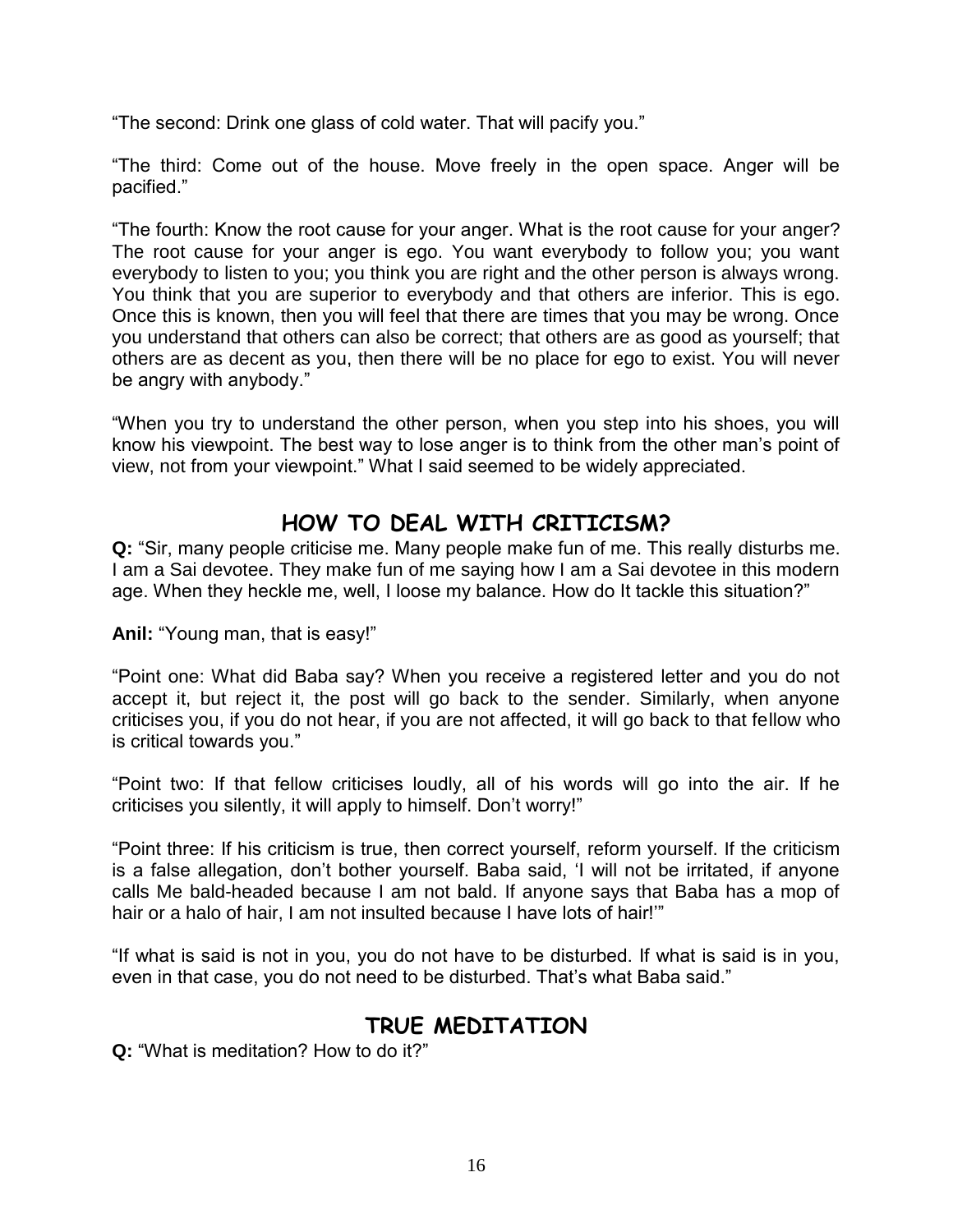"The second: Drink one glass of cold water. That will pacify you."

"The third: Come out of the house. Move freely in the open space. Anger will be pacified."

"The fourth: Know the root cause for your anger. What is the root cause for your anger? The root cause for your anger is ego. You want everybody to follow you; you want everybody to listen to you; you think you are right and the other person is always wrong. You think that you are superior to everybody and that others are inferior. This is ego. Once this is known, then you will feel that there are times that you may be wrong. Once you understand that others can also be correct; that others are as good as yourself; that others are as decent as you, then there will be no place for ego to exist. You will never be angry with anybody."

"When you try to understand the other person, when you step into his shoes, you will know his viewpoint. The best way to lose anger is to think from the other man's point of view, not from your viewpoint." What I said seemed to be widely appreciated.

## HOW TO DEAL WITH CRITICISM?

**Q:** "Sir, many people criticise me. Many people make fun of me. This really disturbs me. I am a Sai devotee. They make fun of me saying how I am a Sai devotee in this modern age. When they heckle me, well, I loose my balance. How do It tackle this situation?"

**Anil:** "Young man, that is easy!"

"Point one: What did Baba say? When you receive a registered letter and you do not accept it, but reject it, the post will go back to the sender. Similarly, when anyone criticises you, if you do not hear, if you are not affected, it will go back to that fellow who is critical towards you."

"Point two: If that fellow criticises loudly, all of his words will go into the air. If he criticises you silently, it will apply to himself. Don't worry!"

"Point three: If his criticism is true, then correct yourself, reform yourself. If the criticism is a false allegation, don't bother yourself. Baba said, 'I will not be irritated, if anyone calls Me bald-headed because I am not bald. If anyone says that Baba has a mop of hair or a halo of hair, I am not insulted because I have lots of hair!'"

"If what is said is not in you, you do not have to be disturbed. If what is said is in you, even in that case, you do not need to be disturbed. That's what Baba said."

## TRUE MEDITATION

**Q:** "What is meditation? How to do it?"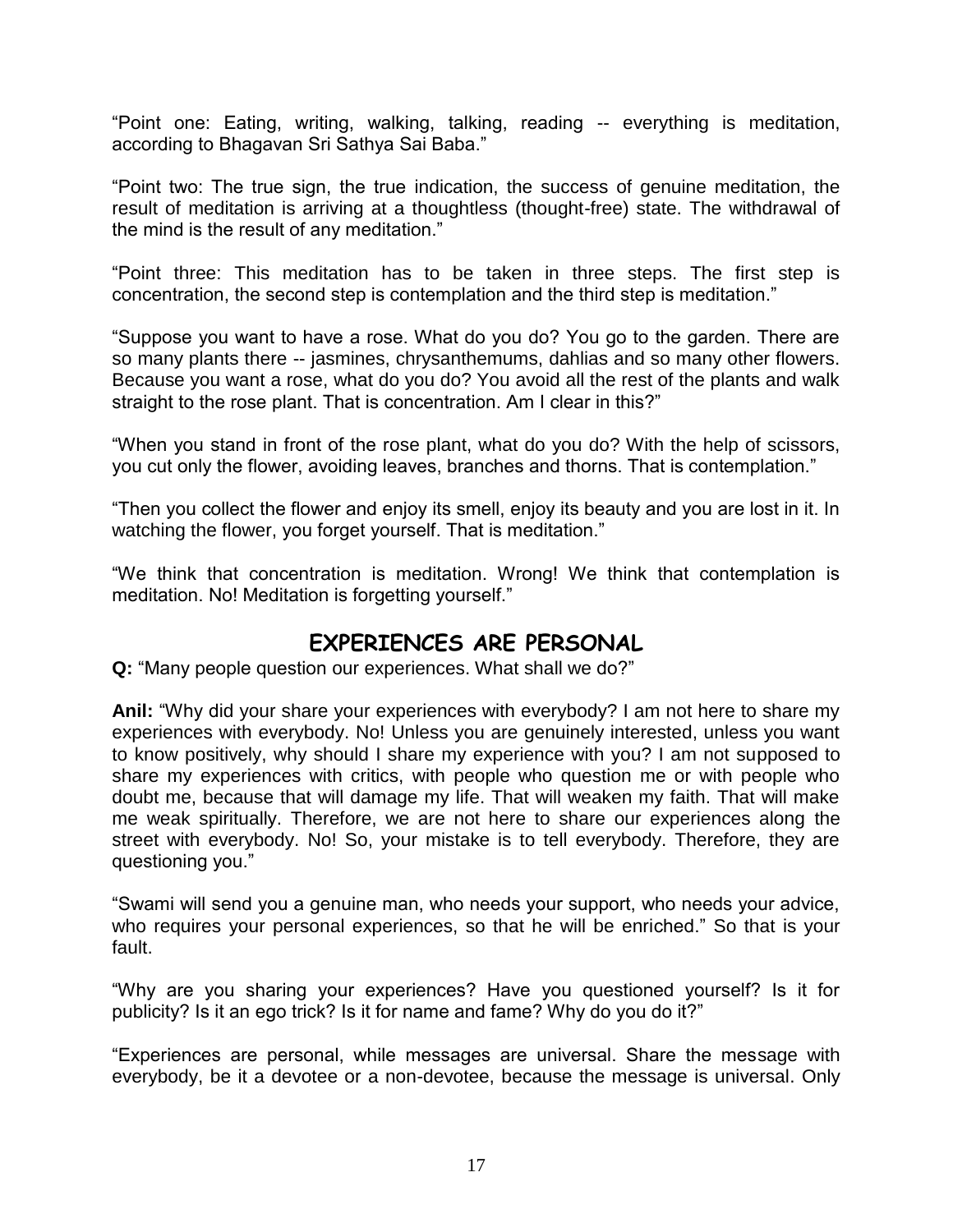"Point one: Eating, writing, walking, talking, reading -- everything is meditation, according to Bhagavan Sri Sathya Sai Baba."

"Point two: The true sign, the true indication, the success of genuine meditation, the result of meditation is arriving at a thoughtless (thought-free) state. The withdrawal of the mind is the result of any meditation."

"Point three: This meditation has to be taken in three steps. The first step is concentration, the second step is contemplation and the third step is meditation."

"Suppose you want to have a rose. What do you do? You go to the garden. There are so many plants there -- jasmines, chrysanthemums, dahlias and so many other flowers. Because you want a rose, what do you do? You avoid all the rest of the plants and walk straight to the rose plant. That is concentration. Am I clear in this?"

"When you stand in front of the rose plant, what do you do? With the help of scissors, you cut only the flower, avoiding leaves, branches and thorns. That is contemplation."

"Then you collect the flower and enjoy its smell, enjoy its beauty and you are lost in it. In watching the flower, you forget yourself. That is meditation."

"We think that concentration is meditation. Wrong! We think that contemplation is meditation. No! Meditation is forgetting yourself."

## EXPERIENCES ARE PERSONAL

**Q:** "Many people question our experiences. What shall we do?"

**Anil:** "Why did your share your experiences with everybody? I am not here to share my experiences with everybody. No! Unless you are genuinely interested, unless you want to know positively, why should I share my experience with you? I am not supposed to share my experiences with critics, with people who question me or with people who doubt me, because that will damage my life. That will weaken my faith. That will make me weak spiritually. Therefore, we are not here to share our experiences along the street with everybody. No! So, your mistake is to tell everybody. Therefore, they are questioning you."

"Swami will send you a genuine man, who needs your support, who needs your advice, who requires your personal experiences, so that he will be enriched." So that is your fault.

"Why are you sharing your experiences? Have you questioned yourself? Is it for publicity? Is it an ego trick? Is it for name and fame? Why do you do it?"

"Experiences are personal, while messages are universal. Share the message with everybody, be it a devotee or a non-devotee, because the message is universal. Only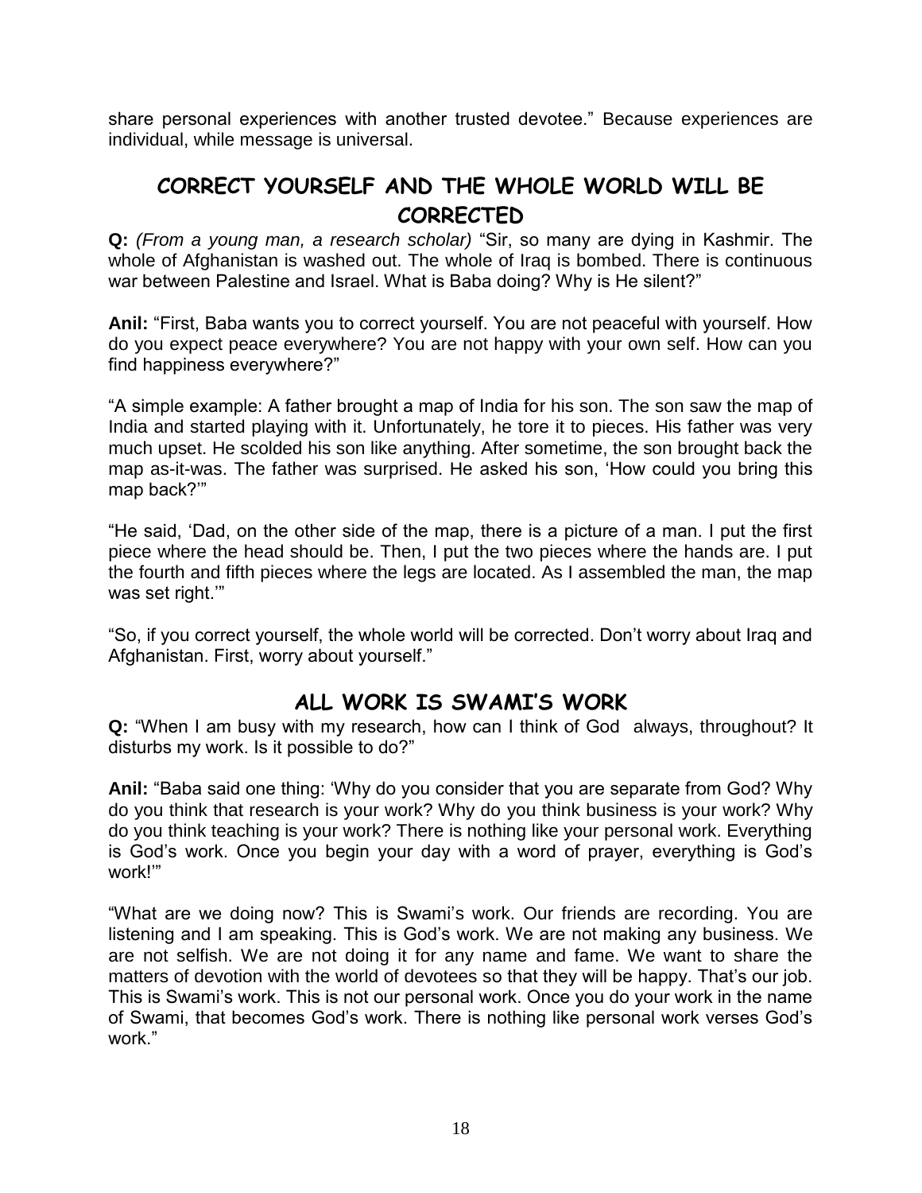share personal experiences with another trusted devotee." Because experiences are individual, while message is universal.

## CORRECT YOURSELF AND THE WHOLE WORLD WILL BE CORRECTED

**Q:** *(From a young man, a research scholar)* "Sir, so many are dying in Kashmir. The whole of Afghanistan is washed out. The whole of Iraq is bombed. There is continuous war between Palestine and Israel. What is Baba doing? Why is He silent?"

**Anil:** "First, Baba wants you to correct yourself. You are not peaceful with yourself. How do you expect peace everywhere? You are not happy with your own self. How can you find happiness everywhere?"

"A simple example: A father brought a map of India for his son. The son saw the map of India and started playing with it. Unfortunately, he tore it to pieces. His father was very much upset. He scolded his son like anything. After sometime, the son brought back the map as-it-was. The father was surprised. He asked his son, 'How could you bring this map back?'"

"He said, 'Dad, on the other side of the map, there is a picture of a man. I put the first piece where the head should be. Then, I put the two pieces where the hands are. I put the fourth and fifth pieces where the legs are located. As I assembled the man, the map was set right.'"

"So, if you correct yourself, the whole world will be corrected. Don't worry about Iraq and Afghanistan. First, worry about yourself."

## ALL WORK IS SWAMI'S WORK

**Q:** "When I am busy with my research, how can I think of God always, throughout? It disturbs my work. Is it possible to do?"

**Anil:** "Baba said one thing: 'Why do you consider that you are separate from God? Why do you think that research is your work? Why do you think business is your work? Why do you think teaching is your work? There is nothing like your personal work. Everything is God's work. Once you begin your day with a word of prayer, everything is God's work!'"

"What are we doing now? This is Swami's work. Our friends are recording. You are listening and I am speaking. This is God's work. We are not making any business. We are not selfish. We are not doing it for any name and fame. We want to share the matters of devotion with the world of devotees so that they will be happy. That's our job. This is Swami's work. This is not our personal work. Once you do your work in the name of Swami, that becomes God's work. There is nothing like personal work verses God's work."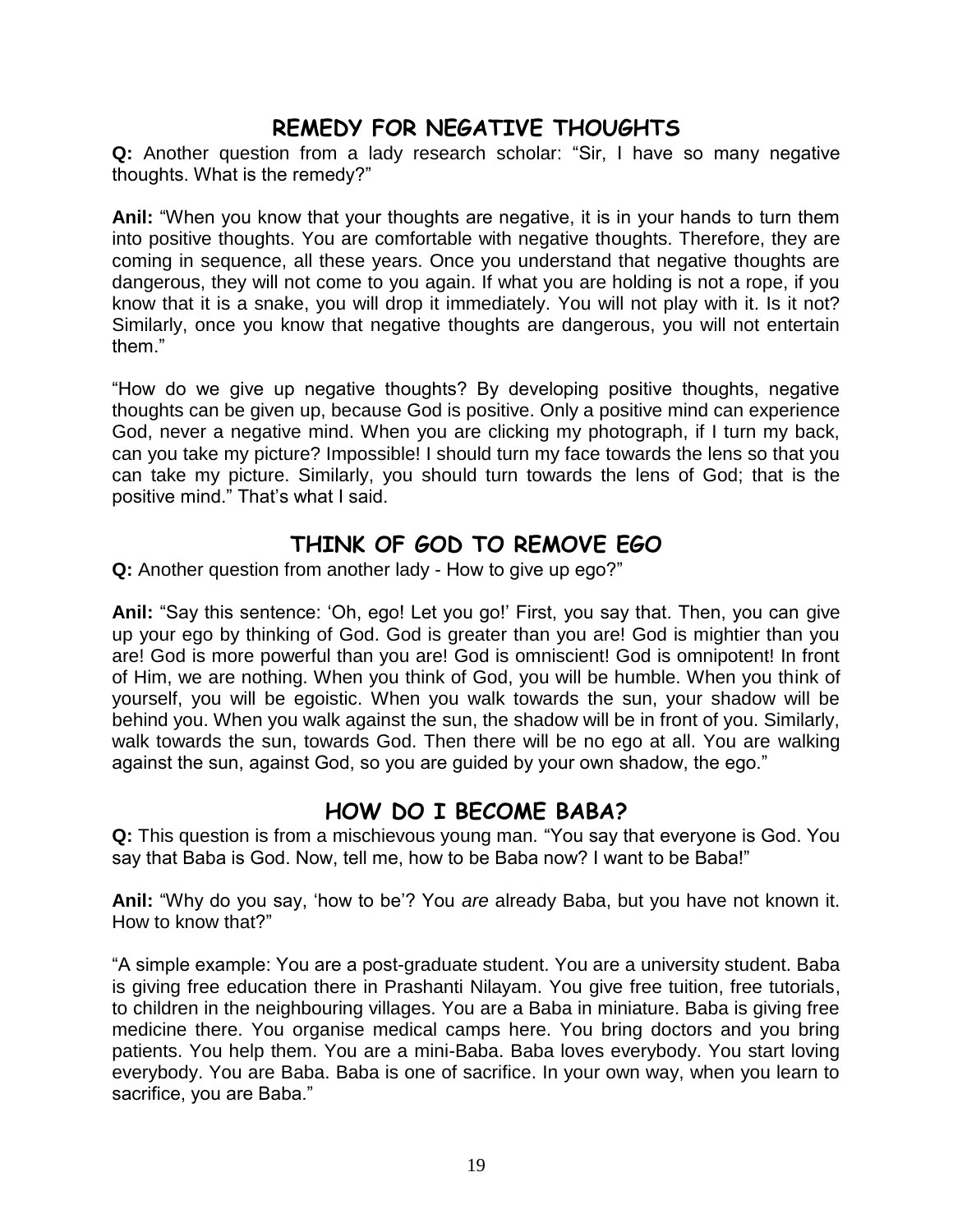## REMEDY FOR NEGATIVE THOUGHTS

**Q:** Another question from a lady research scholar: "Sir, I have so many negative thoughts. What is the remedy?"

**Anil:** "When you know that your thoughts are negative, it is in your hands to turn them into positive thoughts. You are comfortable with negative thoughts. Therefore, they are coming in sequence, all these years. Once you understand that negative thoughts are dangerous, they will not come to you again. If what you are holding is not a rope, if you know that it is a snake, you will drop it immediately. You will not play with it. Is it not? Similarly, once you know that negative thoughts are dangerous, you will not entertain them."

"How do we give up negative thoughts? By developing positive thoughts, negative thoughts can be given up, because God is positive. Only a positive mind can experience God, never a negative mind. When you are clicking my photograph, if I turn my back, can you take my picture? Impossible! I should turn my face towards the lens so that you can take my picture. Similarly, you should turn towards the lens of God; that is the positive mind." That's what I said.

## THINK OF GOD TO REMOVE EGO

**Q:** Another question from another lady - How to give up ego?"

**Anil:** "Say this sentence: 'Oh, ego! Let you go!' First, you say that. Then, you can give up your ego by thinking of God. God is greater than you are! God is mightier than you are! God is more powerful than you are! God is omniscient! God is omnipotent! In front of Him, we are nothing. When you think of God, you will be humble. When you think of yourself, you will be egoistic. When you walk towards the sun, your shadow will be behind you. When you walk against the sun, the shadow will be in front of you. Similarly, walk towards the sun, towards God. Then there will be no ego at all. You are walking against the sun, against God, so you are guided by your own shadow, the ego."

## HOW DO I BECOME BABA?

**Q:** This question is from a mischievous young man. "You say that everyone is God. You say that Baba is God. Now, tell me, how to be Baba now? I want to be Baba!"

**Anil:** "Why do you say, 'how to be'? You *are* already Baba, but you have not known it. How to know that?"

"A simple example: You are a post-graduate student. You are a university student. Baba is giving free education there in Prashanti Nilayam. You give free tuition, free tutorials, to children in the neighbouring villages. You are a Baba in miniature. Baba is giving free medicine there. You organise medical camps here. You bring doctors and you bring patients. You help them. You are a mini-Baba. Baba loves everybody. You start loving everybody. You are Baba. Baba is one of sacrifice. In your own way, when you learn to sacrifice, you are Baba."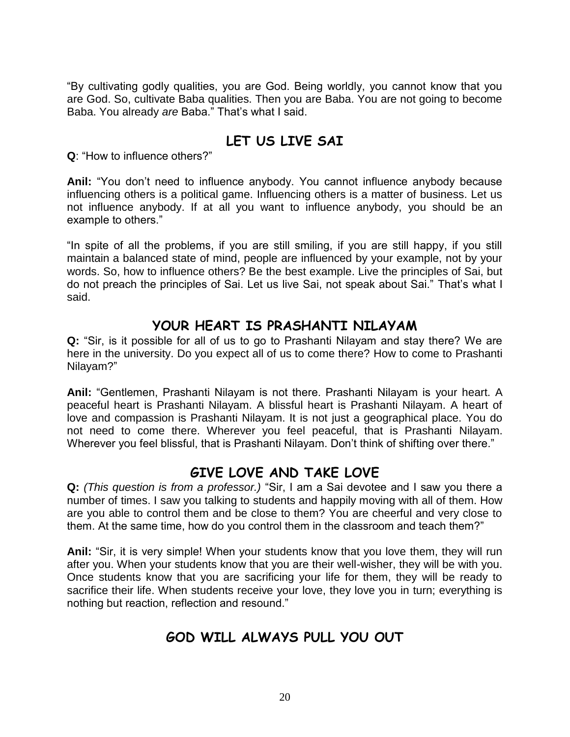"By cultivating godly qualities, you are God. Being worldly, you cannot know that you are God. So, cultivate Baba qualities. Then you are Baba. You are not going to become Baba. You already *are* Baba." That's what I said.

## LET US LIVE SAI

**Q**: "How to influence others?"

**Anil:** "You don't need to influence anybody. You cannot influence anybody because influencing others is a political game. Influencing others is a matter of business. Let us not influence anybody. If at all you want to influence anybody, you should be an example to others."

"In spite of all the problems, if you are still smiling, if you are still happy, if you still maintain a balanced state of mind, people are influenced by your example, not by your words. So, how to influence others? Be the best example. Live the principles of Sai, but do not preach the principles of Sai. Let us live Sai, not speak about Sai." That's what I said.

## YOUR HEART IS PRASHANTI NILAYAM

**Q:** "Sir, is it possible for all of us to go to Prashanti Nilayam and stay there? We are here in the university. Do you expect all of us to come there? How to come to Prashanti Nilayam?"

**Anil:** "Gentlemen, Prashanti Nilayam is not there. Prashanti Nilayam is your heart. A peaceful heart is Prashanti Nilayam. A blissful heart is Prashanti Nilayam. A heart of love and compassion is Prashanti Nilayam. It is not just a geographical place. You do not need to come there. Wherever you feel peaceful, that is Prashanti Nilayam. Wherever you feel blissful, that is Prashanti Nilayam. Don't think of shifting over there."

## GIVE LOVE AND TAKE LOVE

**Q:** *(This question is from a professor.)* "Sir, I am a Sai devotee and I saw you there a number of times. I saw you talking to students and happily moving with all of them. How are you able to control them and be close to them? You are cheerful and very close to them. At the same time, how do you control them in the classroom and teach them?"

**Anil:** "Sir, it is very simple! When your students know that you love them, they will run after you. When your students know that you are their well-wisher, they will be with you. Once students know that you are sacrificing your life for them, they will be ready to sacrifice their life. When students receive your love, they love you in turn; everything is nothing but reaction, reflection and resound."

## GOD WILL ALWAYS PULL YOU OUT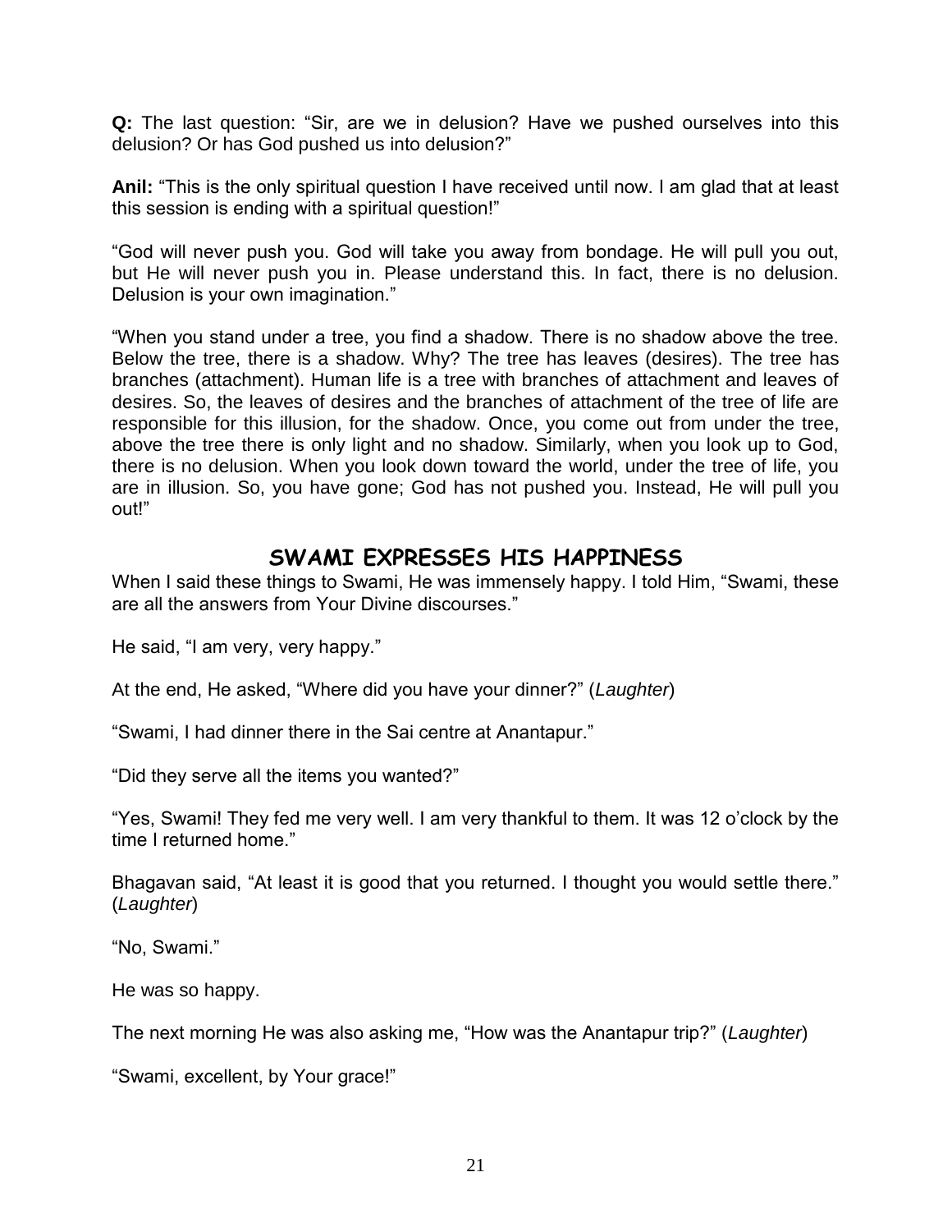**Q:** The last question: "Sir, are we in delusion? Have we pushed ourselves into this delusion? Or has God pushed us into delusion?"

**Anil:** "This is the only spiritual question I have received until now. I am glad that at least this session is ending with a spiritual question!"

"God will never push you. God will take you away from bondage. He will pull you out, but He will never push you in. Please understand this. In fact, there is no delusion. Delusion is your own imagination."

"When you stand under a tree, you find a shadow. There is no shadow above the tree. Below the tree, there is a shadow. Why? The tree has leaves (desires). The tree has branches (attachment). Human life is a tree with branches of attachment and leaves of desires. So, the leaves of desires and the branches of attachment of the tree of life are responsible for this illusion, for the shadow. Once, you come out from under the tree, above the tree there is only light and no shadow. Similarly, when you look up to God, there is no delusion. When you look down toward the world, under the tree of life, you are in illusion. So, you have gone; God has not pushed you. Instead, He will pull you out!"

## SWAMI EXPRESSES HIS HAPPINESS

When I said these things to Swami, He was immensely happy. I told Him, "Swami, these are all the answers from Your Divine discourses."

He said, "I am very, very happy."

At the end, He asked, "Where did you have your dinner?" (*Laughter*)

"Swami, I had dinner there in the Sai centre at Anantapur."

"Did they serve all the items you wanted?"

"Yes, Swami! They fed me very well. I am very thankful to them. It was 12 o'clock by the time I returned home."

Bhagavan said, "At least it is good that you returned. I thought you would settle there." (*Laughter*)

"No, Swami."

He was so happy.

The next morning He was also asking me, "How was the Anantapur trip?" (*Laughter*)

"Swami, excellent, by Your grace!"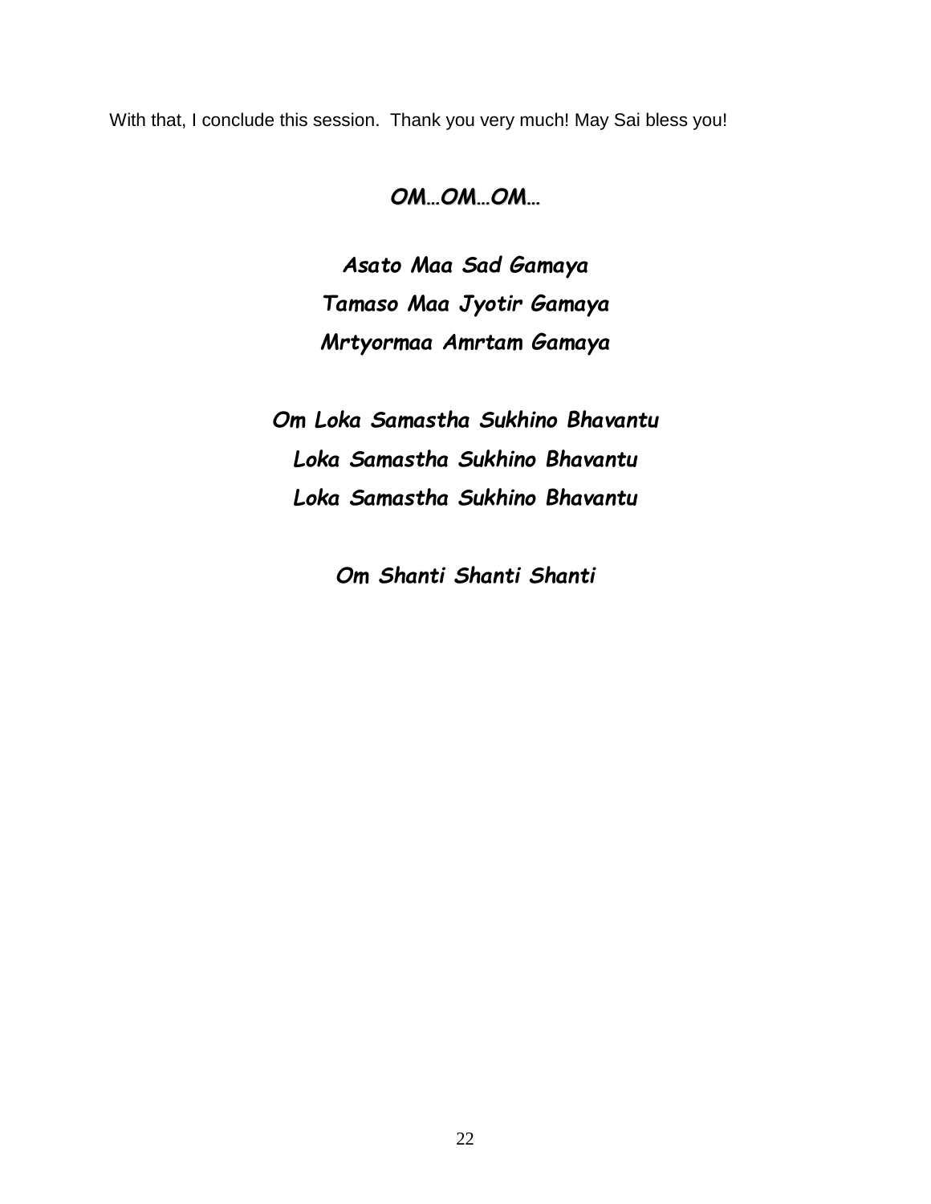With that, I conclude this session. Thank you very much! May Sai bless you!

***OM…OM…OM…***

***Asato Maa Sad Gamaya***
***Tamaso Maa Jyotir Gamaya***
***Mrtyormaa Amrtam Gamaya***

***Om Loka Samastha Sukhino Bhavantu***
***Loka Samastha Sukhino Bhavantu***
***Loka Samastha Sukhino Bhavantu***

***Om Shanti Shanti Shanti***